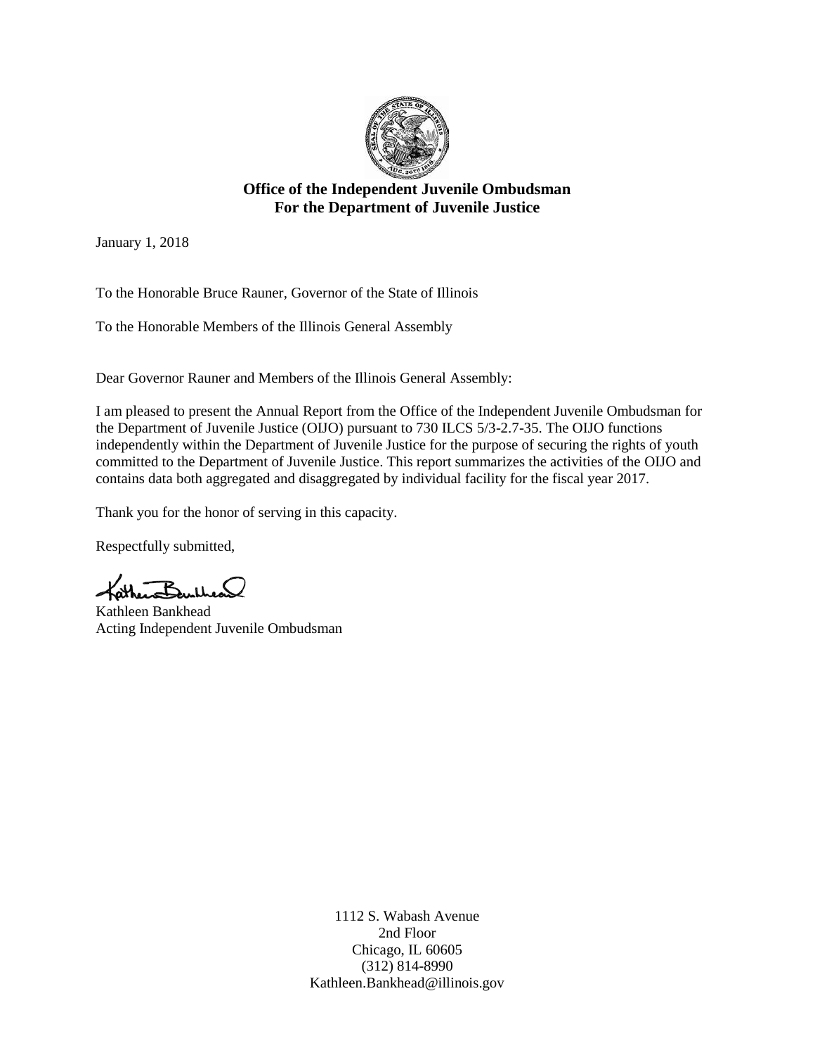**Office of the Independent Juvenile Ombudsman**
**For the Department of Juvenile Justice**

January 1, 2018

To the Honorable Bruce Rauner, Governor of the State of Illinois

To the Honorable Members of the Illinois General Assembly

Dear Governor Rauner and Members of the Illinois General Assembly:

I am pleased to present the Annual Report from the Office of the Independent Juvenile Ombudsman for the Department of Juvenile Justice (OIJO) pursuant to 730 ILCS 5/3-2.7-35. The OIJO functions independently within the Department of Juvenile Justice for the purpose of securing the rights of youth committed to the Department of Juvenile Justice. This report summarizes the activities of the OIJO and contains data both aggregated and disaggregated by individual facility for the fiscal year 2017.

Thank you for the honor of serving in this capacity.

Respectfully submitted,

Kathleen Bankhead
Acting Independent Juvenile Ombudsman

1112 S. Wabash Avenue
2nd Floor
Chicago, IL 60605
(312) 814-8990
Kathleen.Bankhead@illinois.gov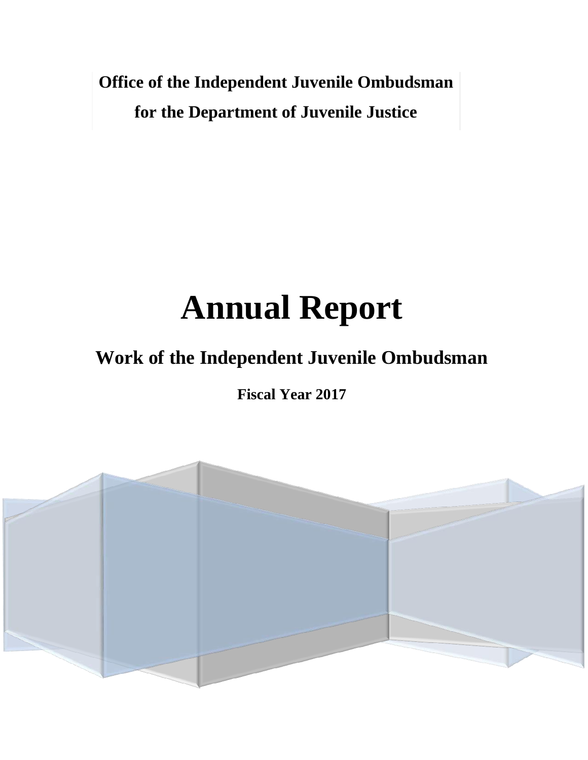**Office of the Independent Juvenile Ombudsman**

**for the Department of Juvenile Justice**

# Annual Report

## Work of the Independent Juvenile Ombudsman

### Fiscal Year 2017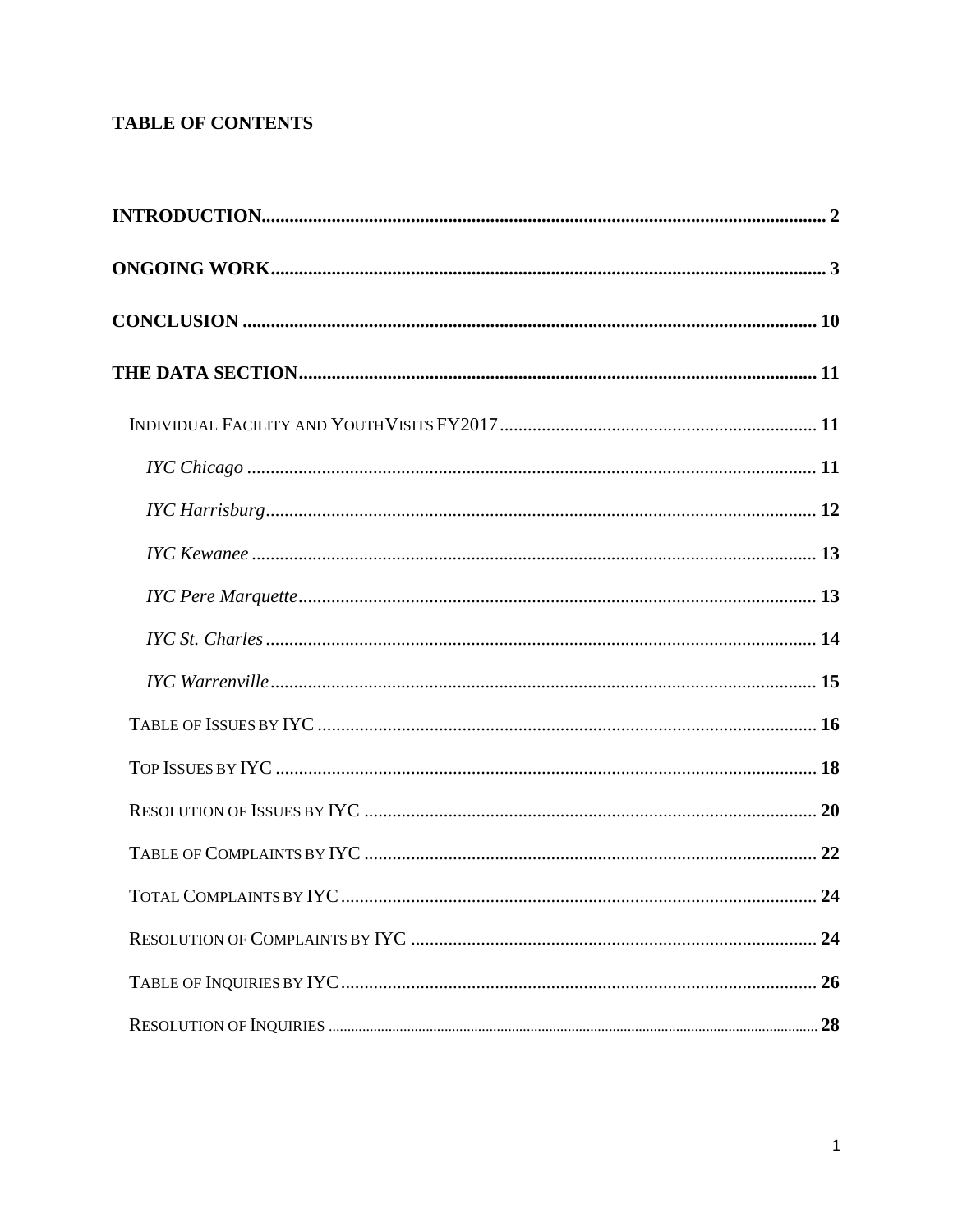**TABLE OF CONTENTS**

**INTRODUCTION** .......... **2**

**ONGOING WORK** .......... **3**

**CONCLUSION** .......... **10**

**THE DATA SECTION** .......... **11**

- INDIVIDUAL FACILITY AND YOUTH VISITS FY2017 .......... **11**
  - *IYC Chicago* .......... **11**
  - *IYC Harrisburg* .......... **12**
  - *IYC Kewanee* .......... **13**
  - *IYC Pere Marquette* .......... **13**
  - *IYC St. Charles* .......... **14**
  - *IYC Warrenville* .......... **15**
- TABLE OF ISSUES BY IYC .......... **16**
- TOP ISSUES BY IYC .......... **18**
- RESOLUTION OF ISSUES BY IYC .......... **20**
- TABLE OF COMPLAINTS BY IYC .......... **22**
- TOTAL COMPLAINTS BY IYC .......... **24**
- RESOLUTION OF COMPLAINTS BY IYC .......... **24**
- TABLE OF INQUIRIES BY IYC .......... **26**
- RESOLUTION OF INQUIRIES .......... **28**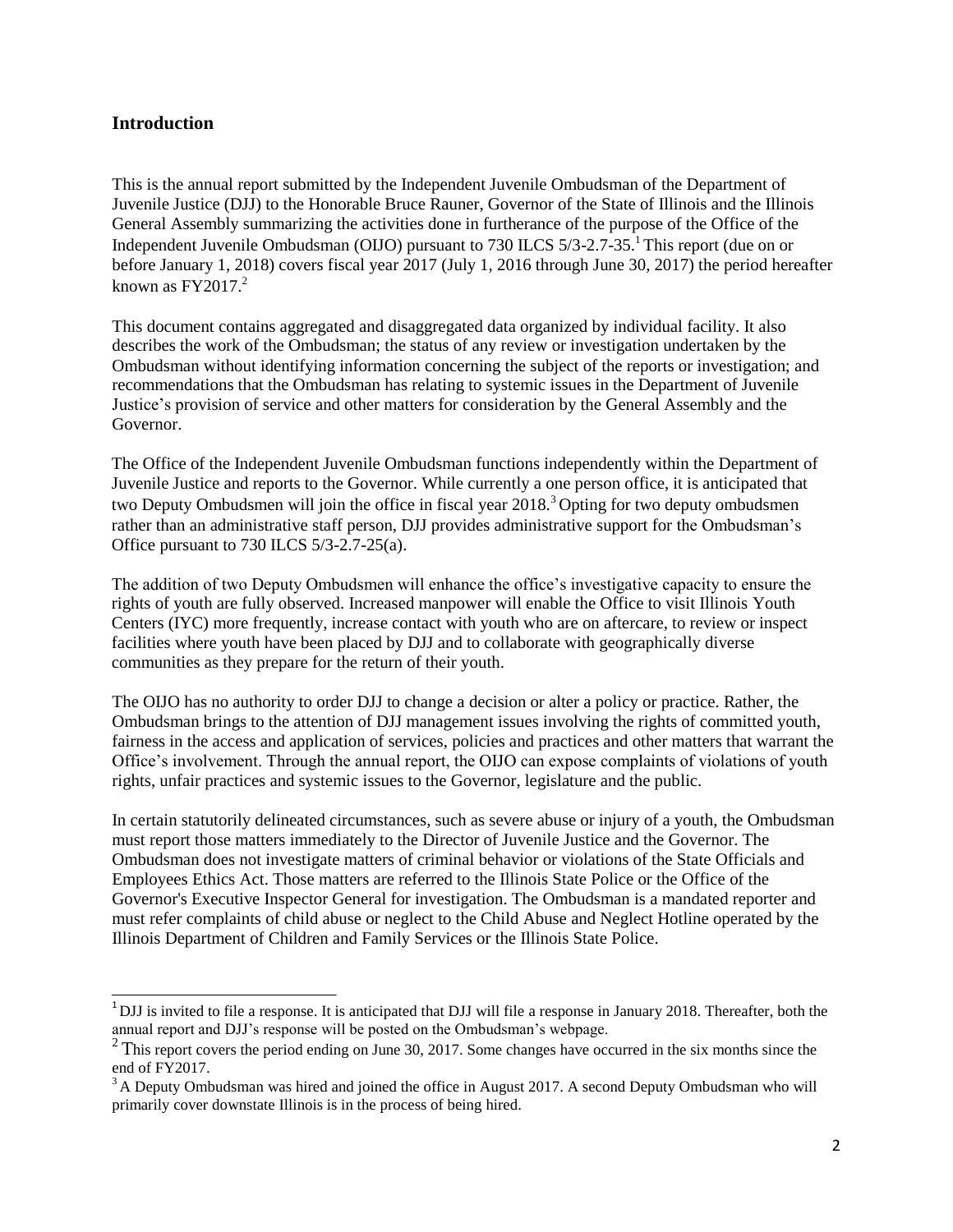## Introduction

This is the annual report submitted by the Independent Juvenile Ombudsman of the Department of Juvenile Justice (DJJ) to the Honorable Bruce Rauner, Governor of the State of Illinois and the Illinois General Assembly summarizing the activities done in furtherance of the purpose of the Office of the Independent Juvenile Ombudsman (OIJO) pursuant to 730 ILCS 5/3-2.7-35.[1] This report (due on or before January 1, 2018) covers fiscal year 2017 (July 1, 2016 through June 30, 2017) the period hereafter known as FY2017.[2]

This document contains aggregated and disaggregated data organized by individual facility. It also describes the work of the Ombudsman; the status of any review or investigation undertaken by the Ombudsman without identifying information concerning the subject of the reports or investigation; and recommendations that the Ombudsman has relating to systemic issues in the Department of Juvenile Justice's provision of service and other matters for consideration by the General Assembly and the Governor.

The Office of the Independent Juvenile Ombudsman functions independently within the Department of Juvenile Justice and reports to the Governor. While currently a one person office, it is anticipated that two Deputy Ombudsmen will join the office in fiscal year 2018.[3] Opting for two deputy ombudsmen rather than an administrative staff person, DJJ provides administrative support for the Ombudsman's Office pursuant to 730 ILCS 5/3-2.7-25(a).

The addition of two Deputy Ombudsmen will enhance the office's investigative capacity to ensure the rights of youth are fully observed. Increased manpower will enable the Office to visit Illinois Youth Centers (IYC) more frequently, increase contact with youth who are on aftercare, to review or inspect facilities where youth have been placed by DJJ and to collaborate with geographically diverse communities as they prepare for the return of their youth.

The OIJO has no authority to order DJJ to change a decision or alter a policy or practice. Rather, the Ombudsman brings to the attention of DJJ management issues involving the rights of committed youth, fairness in the access and application of services, policies and practices and other matters that warrant the Office's involvement. Through the annual report, the OIJO can expose complaints of violations of youth rights, unfair practices and systemic issues to the Governor, legislature and the public.

In certain statutorily delineated circumstances, such as severe abuse or injury of a youth, the Ombudsman must report those matters immediately to the Director of Juvenile Justice and the Governor. The Ombudsman does not investigate matters of criminal behavior or violations of the State Officials and Employees Ethics Act. Those matters are referred to the Illinois State Police or the Office of the Governor's Executive Inspector General for investigation. The Ombudsman is a mandated reporter and must refer complaints of child abuse or neglect to the Child Abuse and Neglect Hotline operated by the Illinois Department of Children and Family Services or the Illinois State Police.

---

[1] DJJ is invited to file a response. It is anticipated that DJJ will file a response in January 2018. Thereafter, both the annual report and DJJ's response will be posted on the Ombudsman's webpage.

[2] This report covers the period ending on June 30, 2017. Some changes have occurred in the six months since the end of FY2017.

[3] A Deputy Ombudsman was hired and joined the office in August 2017. A second Deputy Ombudsman who will primarily cover downstate Illinois is in the process of being hired.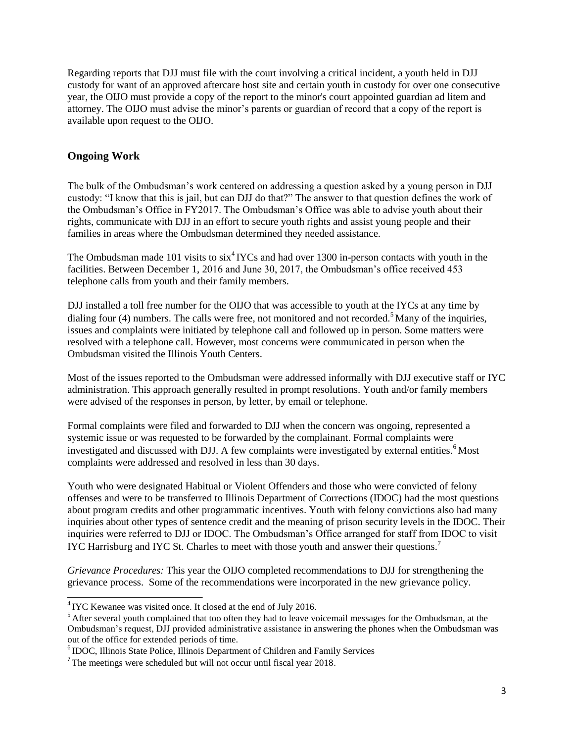Regarding reports that DJJ must file with the court involving a critical incident, a youth held in DJJ custody for want of an approved aftercare host site and certain youth in custody for over one consecutive year, the OIJO must provide a copy of the report to the minor's court appointed guardian ad litem and attorney. The OIJO must advise the minor's parents or guardian of record that a copy of the report is available upon request to the OIJO.

## Ongoing Work

The bulk of the Ombudsman's work centered on addressing a question asked by a young person in DJJ custody: "I know that this is jail, but can DJJ do that?" The answer to that question defines the work of the Ombudsman's Office in FY2017. The Ombudsman's Office was able to advise youth about their rights, communicate with DJJ in an effort to secure youth rights and assist young people and their families in areas where the Ombudsman determined they needed assistance.

The Ombudsman made 101 visits to six[4] IYCs and had over 1300 in-person contacts with youth in the facilities. Between December 1, 2016 and June 30, 2017, the Ombudsman's office received 453 telephone calls from youth and their family members.

DJJ installed a toll free number for the OIJO that was accessible to youth at the IYCs at any time by dialing four (4) numbers. The calls were free, not monitored and not recorded.[5] Many of the inquiries, issues and complaints were initiated by telephone call and followed up in person. Some matters were resolved with a telephone call. However, most concerns were communicated in person when the Ombudsman visited the Illinois Youth Centers.

Most of the issues reported to the Ombudsman were addressed informally with DJJ executive staff or IYC administration. This approach generally resulted in prompt resolutions. Youth and/or family members were advised of the responses in person, by letter, by email or telephone.

Formal complaints were filed and forwarded to DJJ when the concern was ongoing, represented a systemic issue or was requested to be forwarded by the complainant. Formal complaints were investigated and discussed with DJJ. A few complaints were investigated by external entities.[6] Most complaints were addressed and resolved in less than 30 days.

Youth who were designated Habitual or Violent Offenders and those who were convicted of felony offenses and were to be transferred to Illinois Department of Corrections (IDOC) had the most questions about program credits and other programmatic incentives. Youth with felony convictions also had many inquiries about other types of sentence credit and the meaning of prison security levels in the IDOC. Their inquiries were referred to DJJ or IDOC. The Ombudsman's Office arranged for staff from IDOC to visit IYC Harrisburg and IYC St. Charles to meet with those youth and answer their questions.[7]

*Grievance Procedures:* This year the OIJO completed recommendations to DJJ for strengthening the grievance process. Some of the recommendations were incorporated in the new grievance policy.

---

[4] IYC Kewanee was visited once. It closed at the end of July 2016.

[5] After several youth complained that too often they had to leave voicemail messages for the Ombudsman, at the Ombudsman's request, DJJ provided administrative assistance in answering the phones when the Ombudsman was out of the office for extended periods of time.

[6] IDOC, Illinois State Police, Illinois Department of Children and Family Services

[7] The meetings were scheduled but will not occur until fiscal year 2018.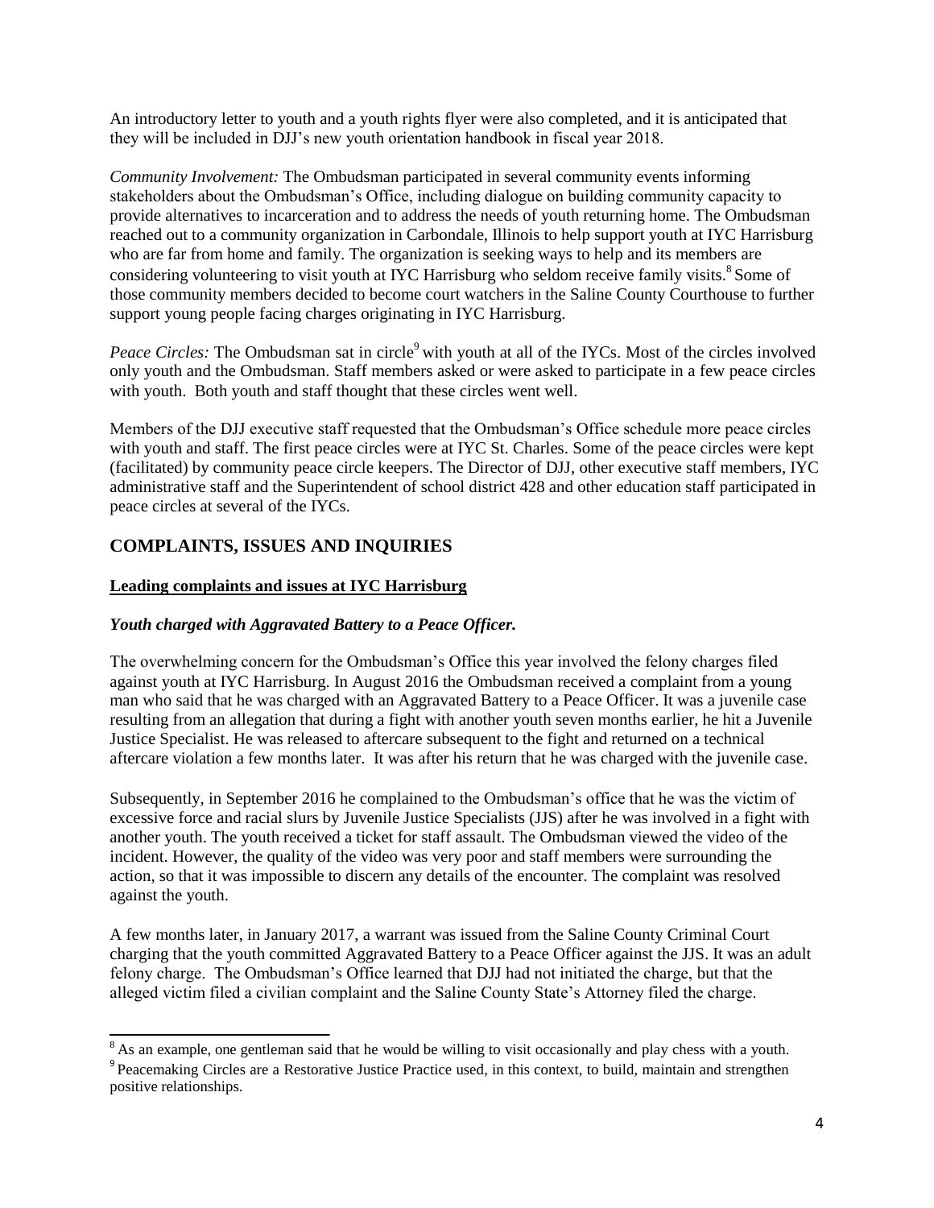An introductory letter to youth and a youth rights flyer were also completed, and it is anticipated that they will be included in DJJ's new youth orientation handbook in fiscal year 2018.

*Community Involvement:* The Ombudsman participated in several community events informing stakeholders about the Ombudsman's Office, including dialogue on building community capacity to provide alternatives to incarceration and to address the needs of youth returning home. The Ombudsman reached out to a community organization in Carbondale, Illinois to help support youth at IYC Harrisburg who are far from home and family. The organization is seeking ways to help and its members are considering volunteering to visit youth at IYC Harrisburg who seldom receive family visits.[8] Some of those community members decided to become court watchers in the Saline County Courthouse to further support young people facing charges originating in IYC Harrisburg.

*Peace Circles:* The Ombudsman sat in circle[9] with youth at all of the IYCs. Most of the circles involved only youth and the Ombudsman. Staff members asked or were asked to participate in a few peace circles with youth. Both youth and staff thought that these circles went well.

Members of the DJJ executive staff requested that the Ombudsman's Office schedule more peace circles with youth and staff. The first peace circles were at IYC St. Charles. Some of the peace circles were kept (facilitated) by community peace circle keepers. The Director of DJJ, other executive staff members, IYC administrative staff and the Superintendent of school district 428 and other education staff participated in peace circles at several of the IYCs.

## COMPLAINTS, ISSUES AND INQUIRIES

### Leading complaints and issues at IYC Harrisburg

#### *Youth charged with Aggravated Battery to a Peace Officer.*

The overwhelming concern for the Ombudsman's Office this year involved the felony charges filed against youth at IYC Harrisburg. In August 2016 the Ombudsman received a complaint from a young man who said that he was charged with an Aggravated Battery to a Peace Officer. It was a juvenile case resulting from an allegation that during a fight with another youth seven months earlier, he hit a Juvenile Justice Specialist. He was released to aftercare subsequent to the fight and returned on a technical aftercare violation a few months later. It was after his return that he was charged with the juvenile case.

Subsequently, in September 2016 he complained to the Ombudsman's office that he was the victim of excessive force and racial slurs by Juvenile Justice Specialists (JJS) after he was involved in a fight with another youth. The youth received a ticket for staff assault. The Ombudsman viewed the video of the incident. However, the quality of the video was very poor and staff members were surrounding the action, so that it was impossible to discern any details of the encounter. The complaint was resolved against the youth.

A few months later, in January 2017, a warrant was issued from the Saline County Criminal Court charging that the youth committed Aggravated Battery to a Peace Officer against the JJS. It was an adult felony charge. The Ombudsman's Office learned that DJJ had not initiated the charge, but that the alleged victim filed a civilian complaint and the Saline County State's Attorney filed the charge.

---

[8] As an example, one gentleman said that he would be willing to visit occasionally and play chess with a youth.

[9] Peacemaking Circles are a Restorative Justice Practice used, in this context, to build, maintain and strengthen positive relationships.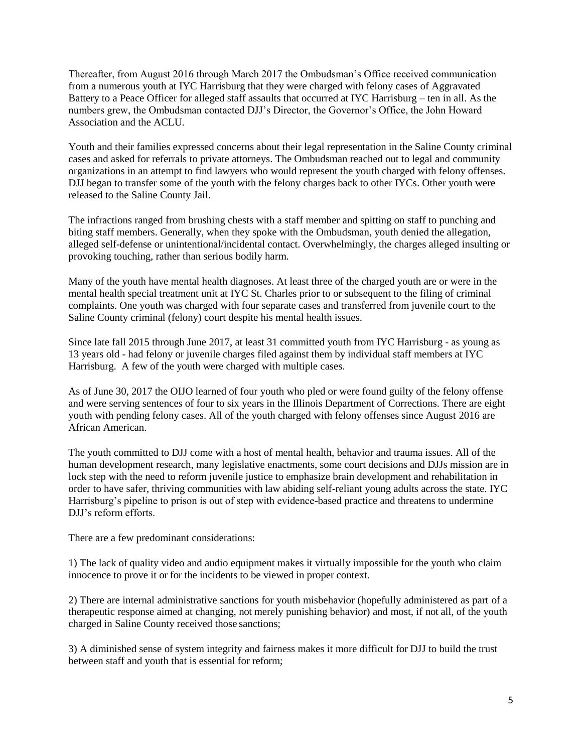Thereafter, from August 2016 through March 2017 the Ombudsman's Office received communication from a numerous youth at IYC Harrisburg that they were charged with felony cases of Aggravated Battery to a Peace Officer for alleged staff assaults that occurred at IYC Harrisburg – ten in all. As the numbers grew, the Ombudsman contacted DJJ's Director, the Governor's Office, the John Howard Association and the ACLU.

Youth and their families expressed concerns about their legal representation in the Saline County criminal cases and asked for referrals to private attorneys. The Ombudsman reached out to legal and community organizations in an attempt to find lawyers who would represent the youth charged with felony offenses. DJJ began to transfer some of the youth with the felony charges back to other IYCs. Other youth were released to the Saline County Jail.

The infractions ranged from brushing chests with a staff member and spitting on staff to punching and biting staff members. Generally, when they spoke with the Ombudsman, youth denied the allegation, alleged self-defense or unintentional/incidental contact. Overwhelmingly, the charges alleged insulting or provoking touching, rather than serious bodily harm.

Many of the youth have mental health diagnoses. At least three of the charged youth are or were in the mental health special treatment unit at IYC St. Charles prior to or subsequent to the filing of criminal complaints. One youth was charged with four separate cases and transferred from juvenile court to the Saline County criminal (felony) court despite his mental health issues.

Since late fall 2015 through June 2017, at least 31 committed youth from IYC Harrisburg - as young as 13 years old - had felony or juvenile charges filed against them by individual staff members at IYC Harrisburg. A few of the youth were charged with multiple cases.

As of June 30, 2017 the OIJO learned of four youth who pled or were found guilty of the felony offense and were serving sentences of four to six years in the Illinois Department of Corrections. There are eight youth with pending felony cases. All of the youth charged with felony offenses since August 2016 are African American.

The youth committed to DJJ come with a host of mental health, behavior and trauma issues. All of the human development research, many legislative enactments, some court decisions and DJJs mission are in lock step with the need to reform juvenile justice to emphasize brain development and rehabilitation in order to have safer, thriving communities with law abiding self-reliant young adults across the state. IYC Harrisburg's pipeline to prison is out of step with evidence-based practice and threatens to undermine DJJ's reform efforts.

There are a few predominant considerations:

1) The lack of quality video and audio equipment makes it virtually impossible for the youth who claim innocence to prove it or for the incidents to be viewed in proper context.

2) There are internal administrative sanctions for youth misbehavior (hopefully administered as part of a therapeutic response aimed at changing, not merely punishing behavior) and most, if not all, of the youth charged in Saline County received those sanctions;

3) A diminished sense of system integrity and fairness makes it more difficult for DJJ to build the trust between staff and youth that is essential for reform;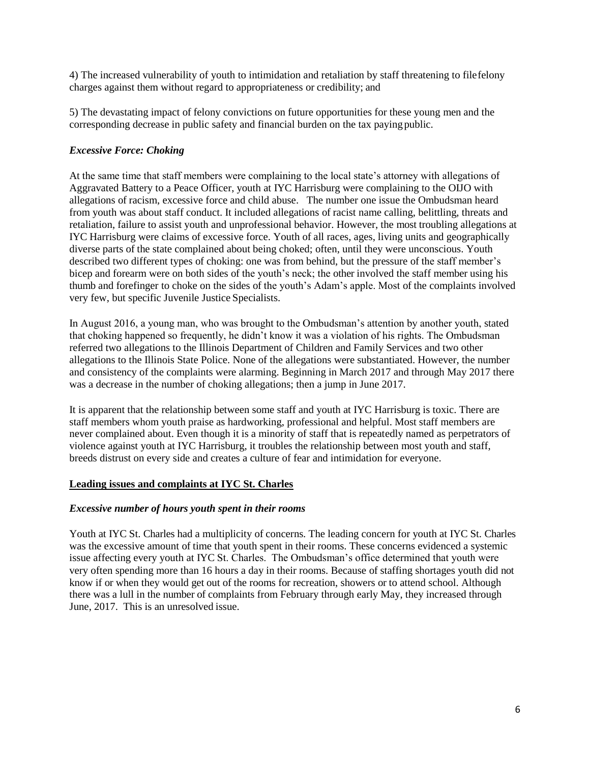4) The increased vulnerability of youth to intimidation and retaliation by staff threatening to file felony charges against them without regard to appropriateness or credibility; and

5) The devastating impact of felony convictions on future opportunities for these young men and the corresponding decrease in public safety and financial burden on the tax paying public.

***Excessive Force: Choking***

At the same time that staff members were complaining to the local state's attorney with allegations of Aggravated Battery to a Peace Officer, youth at IYC Harrisburg were complaining to the OIJO with allegations of racism, excessive force and child abuse. The number one issue the Ombudsman heard from youth was about staff conduct. It included allegations of racist name calling, belittling, threats and retaliation, failure to assist youth and unprofessional behavior. However, the most troubling allegations at IYC Harrisburg were claims of excessive force. Youth of all races, ages, living units and geographically diverse parts of the state complained about being choked; often, until they were unconscious. Youth described two different types of choking: one was from behind, but the pressure of the staff member's bicep and forearm were on both sides of the youth's neck; the other involved the staff member using his thumb and forefinger to choke on the sides of the youth's Adam's apple. Most of the complaints involved very few, but specific Juvenile Justice Specialists.

In August 2016, a young man, who was brought to the Ombudsman's attention by another youth, stated that choking happened so frequently, he didn't know it was a violation of his rights. The Ombudsman referred two allegations to the Illinois Department of Children and Family Services and two other allegations to the Illinois State Police. None of the allegations were substantiated. However, the number and consistency of the complaints were alarming. Beginning in March 2017 and through May 2017 there was a decrease in the number of choking allegations; then a jump in June 2017.

It is apparent that the relationship between some staff and youth at IYC Harrisburg is toxic. There are staff members whom youth praise as hardworking, professional and helpful. Most staff members are never complained about. Even though it is a minority of staff that is repeatedly named as perpetrators of violence against youth at IYC Harrisburg, it troubles the relationship between most youth and staff, breeds distrust on every side and creates a culture of fear and intimidation for everyone.

**Leading issues and complaints at IYC St. Charles**

***Excessive number of hours youth spent in their rooms***

Youth at IYC St. Charles had a multiplicity of concerns. The leading concern for youth at IYC St. Charles was the excessive amount of time that youth spent in their rooms. These concerns evidenced a systemic issue affecting every youth at IYC St. Charles. The Ombudsman's office determined that youth were very often spending more than 16 hours a day in their rooms. Because of staffing shortages youth did not know if or when they would get out of the rooms for recreation, showers or to attend school. Although there was a lull in the number of complaints from February through early May, they increased through June, 2017. This is an unresolved issue.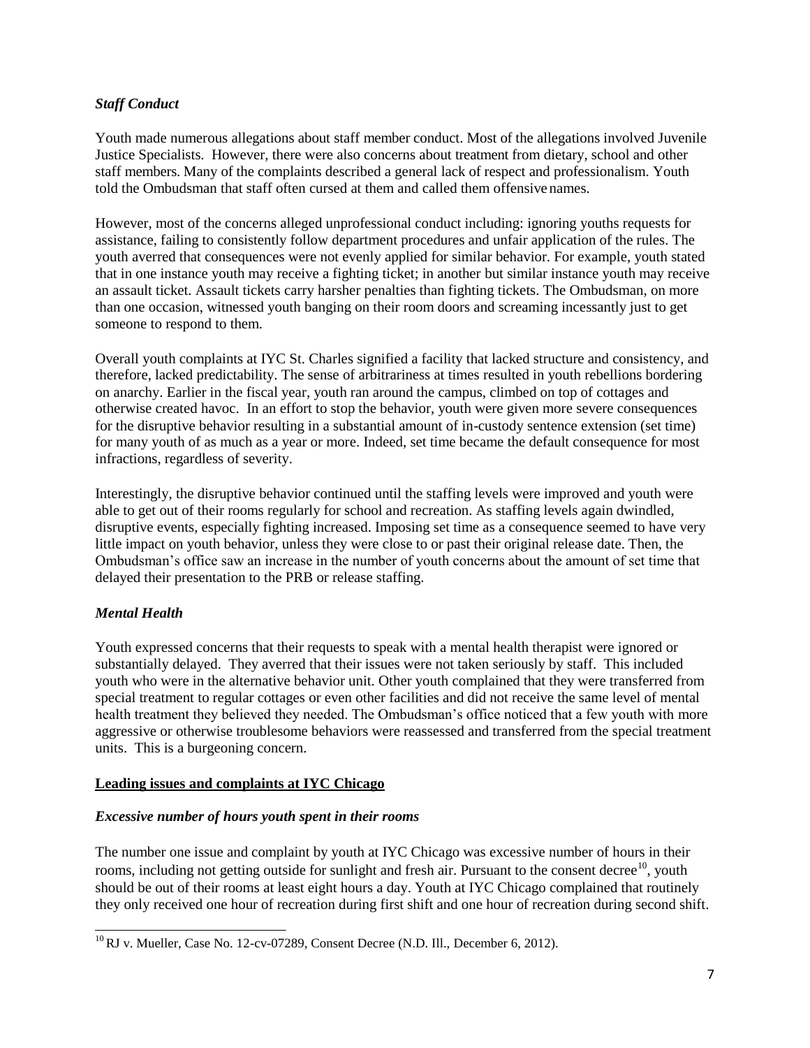### *Staff Conduct*

Youth made numerous allegations about staff member conduct. Most of the allegations involved Juvenile Justice Specialists. However, there were also concerns about treatment from dietary, school and other staff members. Many of the complaints described a general lack of respect and professionalism. Youth told the Ombudsman that staff often cursed at them and called them offensive names.

However, most of the concerns alleged unprofessional conduct including: ignoring youths requests for assistance, failing to consistently follow department procedures and unfair application of the rules. The youth averred that consequences were not evenly applied for similar behavior. For example, youth stated that in one instance youth may receive a fighting ticket; in another but similar instance youth may receive an assault ticket. Assault tickets carry harsher penalties than fighting tickets. The Ombudsman, on more than one occasion, witnessed youth banging on their room doors and screaming incessantly just to get someone to respond to them.

Overall youth complaints at IYC St. Charles signified a facility that lacked structure and consistency, and therefore, lacked predictability. The sense of arbitrariness at times resulted in youth rebellions bordering on anarchy. Earlier in the fiscal year, youth ran around the campus, climbed on top of cottages and otherwise created havoc. In an effort to stop the behavior, youth were given more severe consequences for the disruptive behavior resulting in a substantial amount of in-custody sentence extension (set time) for many youth of as much as a year or more. Indeed, set time became the default consequence for most infractions, regardless of severity.

Interestingly, the disruptive behavior continued until the staffing levels were improved and youth were able to get out of their rooms regularly for school and recreation. As staffing levels again dwindled, disruptive events, especially fighting increased. Imposing set time as a consequence seemed to have very little impact on youth behavior, unless they were close to or past their original release date. Then, the Ombudsman's office saw an increase in the number of youth concerns about the amount of set time that delayed their presentation to the PRB or release staffing.

### *Mental Health*

Youth expressed concerns that their requests to speak with a mental health therapist were ignored or substantially delayed. They averred that their issues were not taken seriously by staff. This included youth who were in the alternative behavior unit. Other youth complained that they were transferred from special treatment to regular cottages or even other facilities and did not receive the same level of mental health treatment they believed they needed. The Ombudsman's office noticed that a few youth with more aggressive or otherwise troublesome behaviors were reassessed and transferred from the special treatment units. This is a burgeoning concern.

## Leading issues and complaints at IYC Chicago

### *Excessive number of hours youth spent in their rooms*

The number one issue and complaint by youth at IYC Chicago was excessive number of hours in their rooms, including not getting outside for sunlight and fresh air. Pursuant to the consent decree[10], youth should be out of their rooms at least eight hours a day. Youth at IYC Chicago complained that routinely they only received one hour of recreation during first shift and one hour of recreation during second shift.

[10] RJ v. Mueller, Case No. 12-cv-07289, Consent Decree (N.D. Ill., December 6, 2012).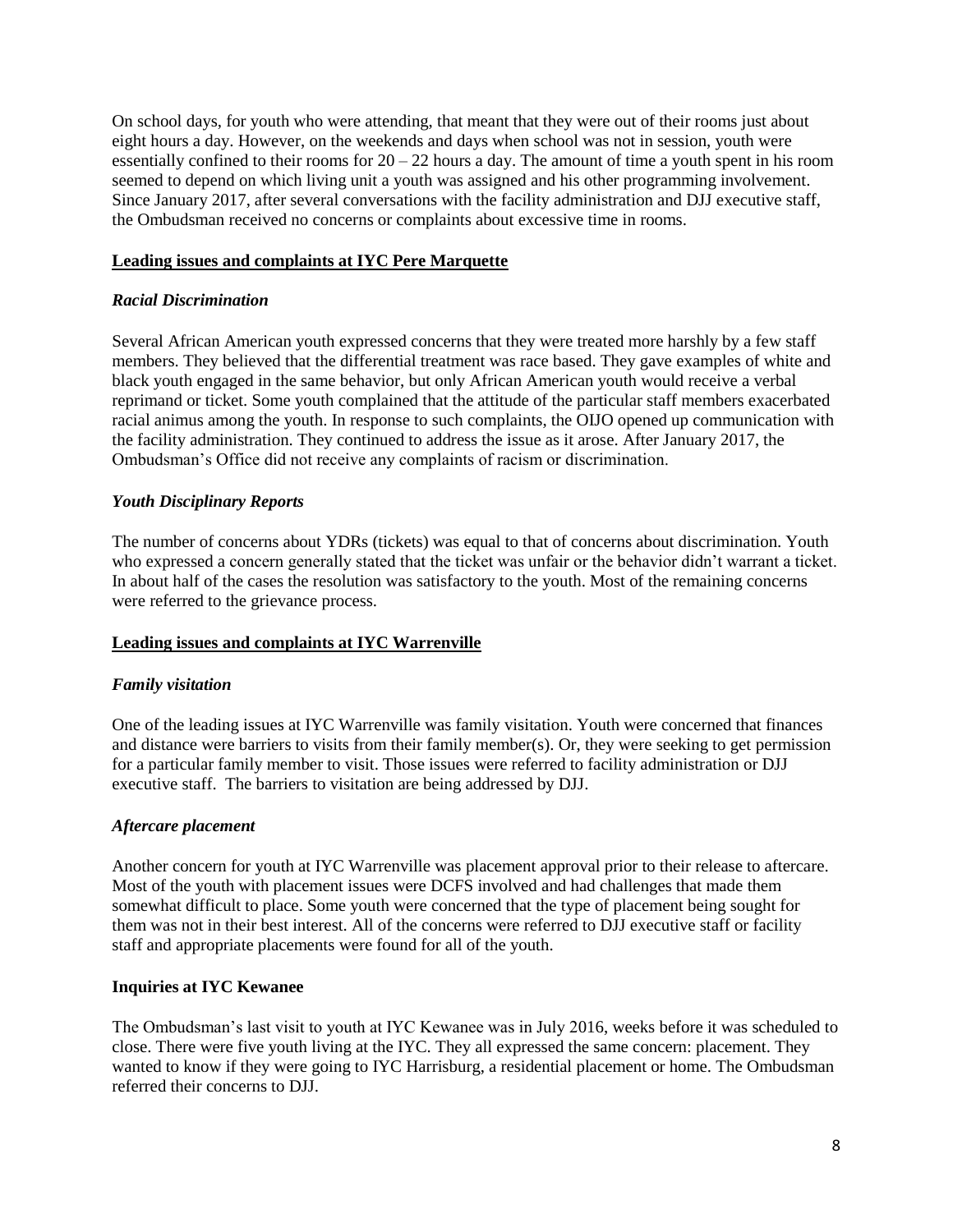On school days, for youth who were attending, that meant that they were out of their rooms just about eight hours a day. However, on the weekends and days when school was not in session, youth were essentially confined to their rooms for 20 – 22 hours a day. The amount of time a youth spent in his room seemed to depend on which living unit a youth was assigned and his other programming involvement. Since January 2017, after several conversations with the facility administration and DJJ executive staff, the Ombudsman received no concerns or complaints about excessive time in rooms.

## Leading issues and complaints at IYC Pere Marquette

### *Racial Discrimination*

Several African American youth expressed concerns that they were treated more harshly by a few staff members. They believed that the differential treatment was race based. They gave examples of white and black youth engaged in the same behavior, but only African American youth would receive a verbal reprimand or ticket. Some youth complained that the attitude of the particular staff members exacerbated racial animus among the youth. In response to such complaints, the OIJO opened up communication with the facility administration. They continued to address the issue as it arose. After January 2017, the Ombudsman's Office did not receive any complaints of racism or discrimination.

### *Youth Disciplinary Reports*

The number of concerns about YDRs (tickets) was equal to that of concerns about discrimination. Youth who expressed a concern generally stated that the ticket was unfair or the behavior didn't warrant a ticket. In about half of the cases the resolution was satisfactory to the youth. Most of the remaining concerns were referred to the grievance process.

## Leading issues and complaints at IYC Warrenville

### *Family visitation*

One of the leading issues at IYC Warrenville was family visitation. Youth were concerned that finances and distance were barriers to visits from their family member(s). Or, they were seeking to get permission for a particular family member to visit. Those issues were referred to facility administration or DJJ executive staff. The barriers to visitation are being addressed by DJJ.

### *Aftercare placement*

Another concern for youth at IYC Warrenville was placement approval prior to their release to aftercare. Most of the youth with placement issues were DCFS involved and had challenges that made them somewhat difficult to place. Some youth were concerned that the type of placement being sought for them was not in their best interest. All of the concerns were referred to DJJ executive staff or facility staff and appropriate placements were found for all of the youth.

## Inquiries at IYC Kewanee

The Ombudsman's last visit to youth at IYC Kewanee was in July 2016, weeks before it was scheduled to close. There were five youth living at the IYC. They all expressed the same concern: placement. They wanted to know if they were going to IYC Harrisburg, a residential placement or home. The Ombudsman referred their concerns to DJJ.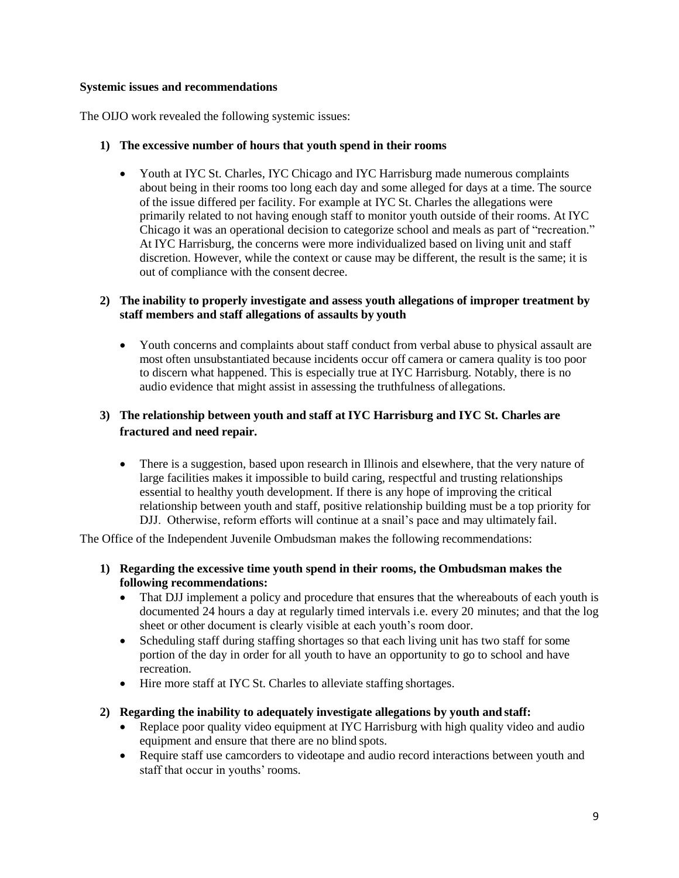**Systemic issues and recommendations**

The OIJO work revealed the following systemic issues:

1) **The excessive number of hours that youth spend in their rooms**

   - Youth at IYC St. Charles, IYC Chicago and IYC Harrisburg made numerous complaints about being in their rooms too long each day and some alleged for days at a time. The source of the issue differed per facility. For example at IYC St. Charles the allegations were primarily related to not having enough staff to monitor youth outside of their rooms. At IYC Chicago it was an operational decision to categorize school and meals as part of "recreation." At IYC Harrisburg, the concerns were more individualized based on living unit and staff discretion. However, while the context or cause may be different, the result is the same; it is out of compliance with the consent decree.

2) **The inability to properly investigate and assess youth allegations of improper treatment by staff members and staff allegations of assaults by youth**

   - Youth concerns and complaints about staff conduct from verbal abuse to physical assault are most often unsubstantiated because incidents occur off camera or camera quality is too poor to discern what happened. This is especially true at IYC Harrisburg. Notably, there is no audio evidence that might assist in assessing the truthfulness of allegations.

3) **The relationship between youth and staff at IYC Harrisburg and IYC St. Charles are fractured and need repair.**

   - There is a suggestion, based upon research in Illinois and elsewhere, that the very nature of large facilities makes it impossible to build caring, respectful and trusting relationships essential to healthy youth development. If there is any hope of improving the critical relationship between youth and staff, positive relationship building must be a top priority for DJJ. Otherwise, reform efforts will continue at a snail's pace and may ultimately fail.

The Office of the Independent Juvenile Ombudsman makes the following recommendations:

1) **Regarding the excessive time youth spend in their rooms, the Ombudsman makes the following recommendations:**
   - That DJJ implement a policy and procedure that ensures that the whereabouts of each youth is documented 24 hours a day at regularly timed intervals i.e. every 20 minutes; and that the log sheet or other document is clearly visible at each youth's room door.
   - Scheduling staff during staffing shortages so that each living unit has two staff for some portion of the day in order for all youth to have an opportunity to go to school and have recreation.
   - Hire more staff at IYC St. Charles to alleviate staffing shortages.

2) **Regarding the inability to adequately investigate allegations by youth and staff:**
   - Replace poor quality video equipment at IYC Harrisburg with high quality video and audio equipment and ensure that there are no blind spots.
   - Require staff use camcorders to videotape and audio record interactions between youth and staff that occur in youths' rooms.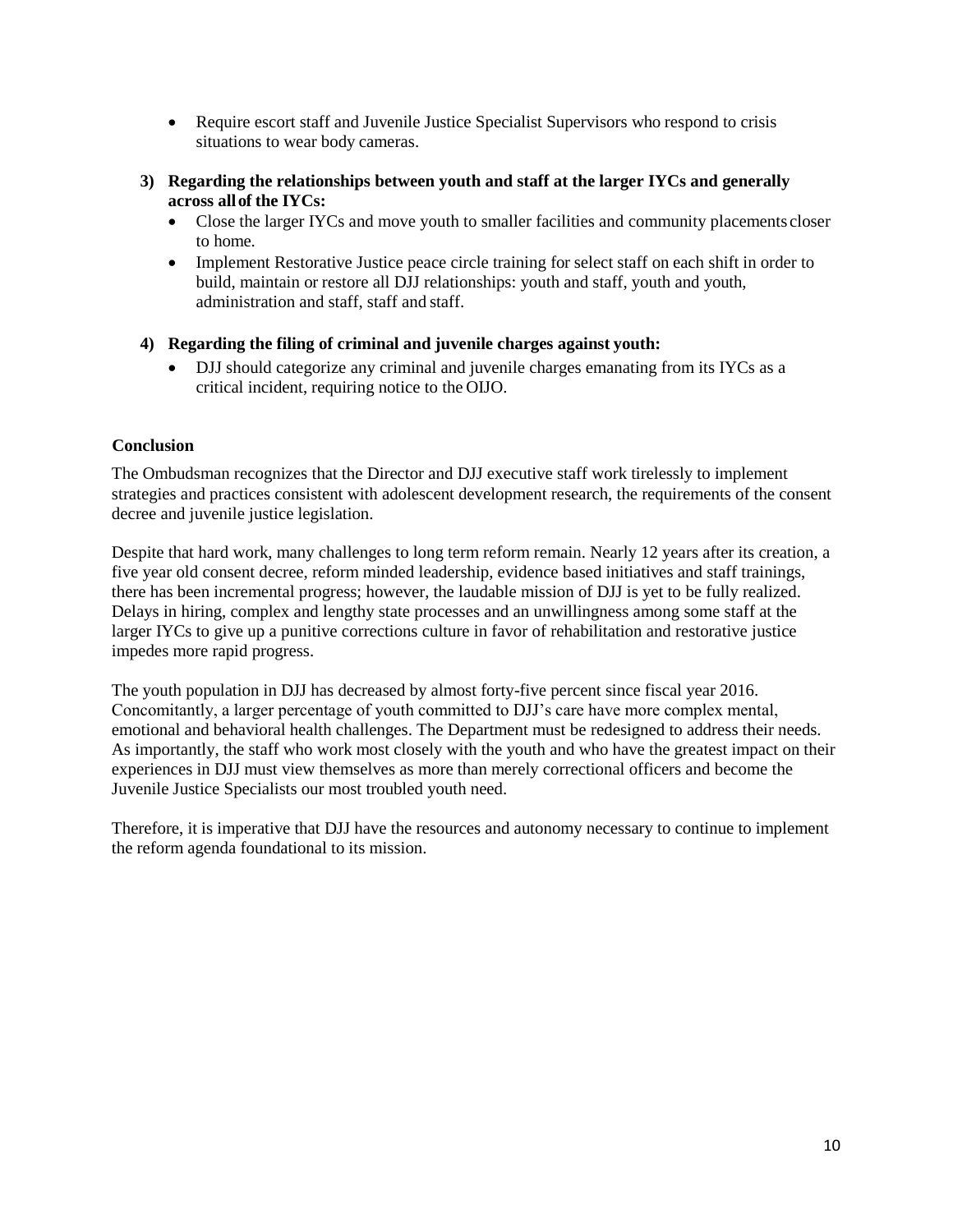- Require escort staff and Juvenile Justice Specialist Supervisors who respond to crisis situations to wear body cameras.

**3) Regarding the relationships between youth and staff at the larger IYCs and generally across all of the IYCs:**

- Close the larger IYCs and move youth to smaller facilities and community placements closer to home.
- Implement Restorative Justice peace circle training for select staff on each shift in order to build, maintain or restore all DJJ relationships: youth and staff, youth and youth, administration and staff, staff and staff.

**4) Regarding the filing of criminal and juvenile charges against youth:**

- DJJ should categorize any criminal and juvenile charges emanating from its IYCs as a critical incident, requiring notice to the OIJO.

**Conclusion**

The Ombudsman recognizes that the Director and DJJ executive staff work tirelessly to implement strategies and practices consistent with adolescent development research, the requirements of the consent decree and juvenile justice legislation.

Despite that hard work, many challenges to long term reform remain. Nearly 12 years after its creation, a five year old consent decree, reform minded leadership, evidence based initiatives and staff trainings, there has been incremental progress; however, the laudable mission of DJJ is yet to be fully realized. Delays in hiring, complex and lengthy state processes and an unwillingness among some staff at the larger IYCs to give up a punitive corrections culture in favor of rehabilitation and restorative justice impedes more rapid progress.

The youth population in DJJ has decreased by almost forty-five percent since fiscal year 2016. Concomitantly, a larger percentage of youth committed to DJJ's care have more complex mental, emotional and behavioral health challenges. The Department must be redesigned to address their needs. As importantly, the staff who work most closely with the youth and who have the greatest impact on their experiences in DJJ must view themselves as more than merely correctional officers and become the Juvenile Justice Specialists our most troubled youth need.

Therefore, it is imperative that DJJ have the resources and autonomy necessary to continue to implement the reform agenda foundational to its mission.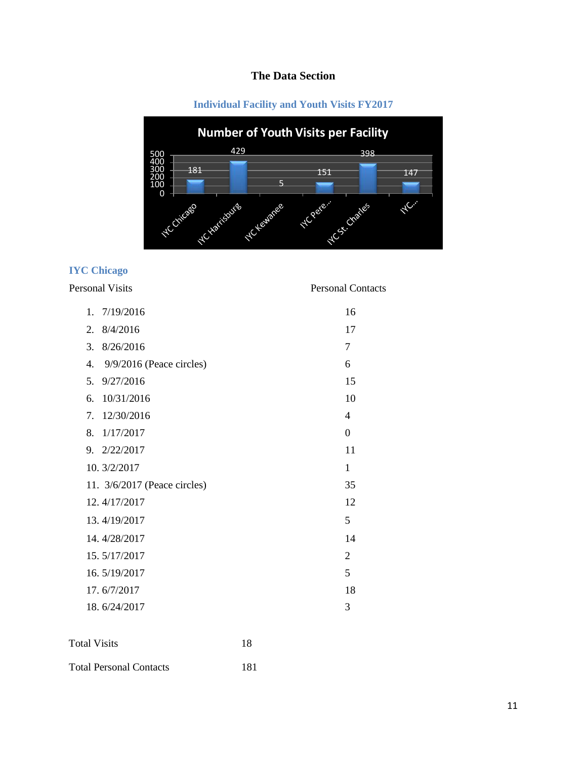# The Data Section

## Individual Facility and Youth Visits FY2017

**Number of Youth Visits per Facility**

| Facility | Visits |
|---|---|
| IYC Chicago | 181 |
| IYC Harrisburg | 429 |
| IYC Kewanee | 5 |
| IYC Pere... | 151 |
| IYC St. Charles | 398 |
| IYC... | 147 |

### IYC Chicago

| Personal Visits | Personal Contacts |
|---|---|
| 1. 7/19/2016 | 16 |
| 2. 8/4/2016 | 17 |
| 3. 8/26/2016 | 7 |
| 4. 9/9/2016 (Peace circles) | 6 |
| 5. 9/27/2016 | 15 |
| 6. 10/31/2016 | 10 |
| 7. 12/30/2016 | 4 |
| 8. 1/17/2017 | 0 |
| 9. 2/22/2017 | 11 |
| 10. 3/2/2017 | 1 |
| 11. 3/6/2017 (Peace circles) | 35 |
| 12. 4/17/2017 | 12 |
| 13. 4/19/2017 | 5 |
| 14. 4/28/2017 | 14 |
| 15. 5/17/2017 | 2 |
| 16. 5/19/2017 | 5 |
| 17. 6/7/2017 | 18 |
| 18. 6/24/2017 | 3 |

Total Visits 18

Total Personal Contacts 181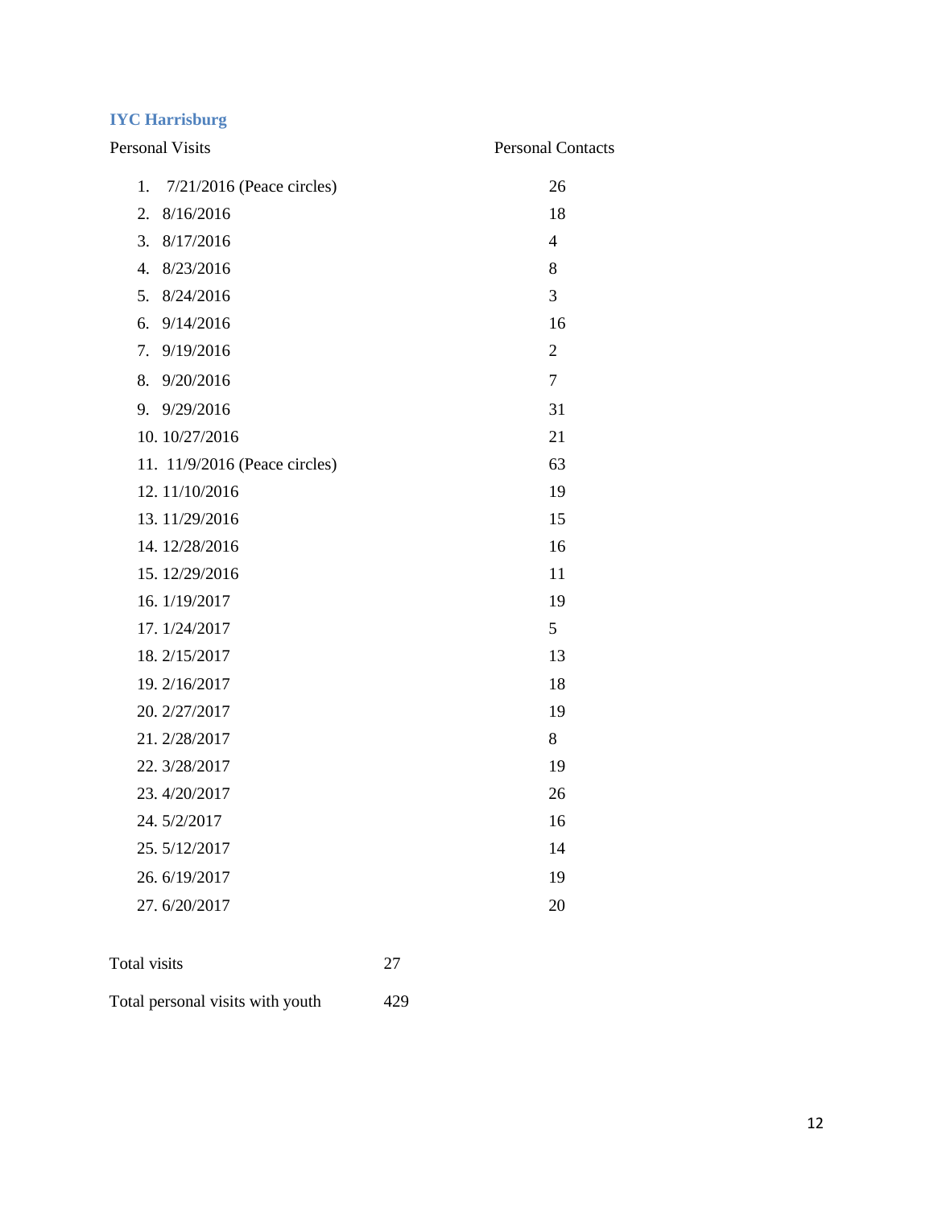### IYC Harrisburg

| Personal Visits | Personal Contacts |
|---|---|
| 1. 7/21/2016 (Peace circles) | 26 |
| 2. 8/16/2016 | 18 |
| 3. 8/17/2016 | 4 |
| 4. 8/23/2016 | 8 |
| 5. 8/24/2016 | 3 |
| 6. 9/14/2016 | 16 |
| 7. 9/19/2016 | 2 |
| 8. 9/20/2016 | 7 |
| 9. 9/29/2016 | 31 |
| 10. 10/27/2016 | 21 |
| 11. 11/9/2016 (Peace circles) | 63 |
| 12. 11/10/2016 | 19 |
| 13. 11/29/2016 | 15 |
| 14. 12/28/2016 | 16 |
| 15. 12/29/2016 | 11 |
| 16. 1/19/2017 | 19 |
| 17. 1/24/2017 | 5 |
| 18. 2/15/2017 | 13 |
| 19. 2/16/2017 | 18 |
| 20. 2/27/2017 | 19 |
| 21. 2/28/2017 | 8 |
| 22. 3/28/2017 | 19 |
| 23. 4/20/2017 | 26 |
| 24. 5/2/2017 | 16 |
| 25. 5/12/2017 | 14 |
| 26. 6/19/2017 | 19 |
| 27. 6/20/2017 | 20 |

| | |
|---|---|
| Total visits | 27 |
| Total personal visits with youth | 429 |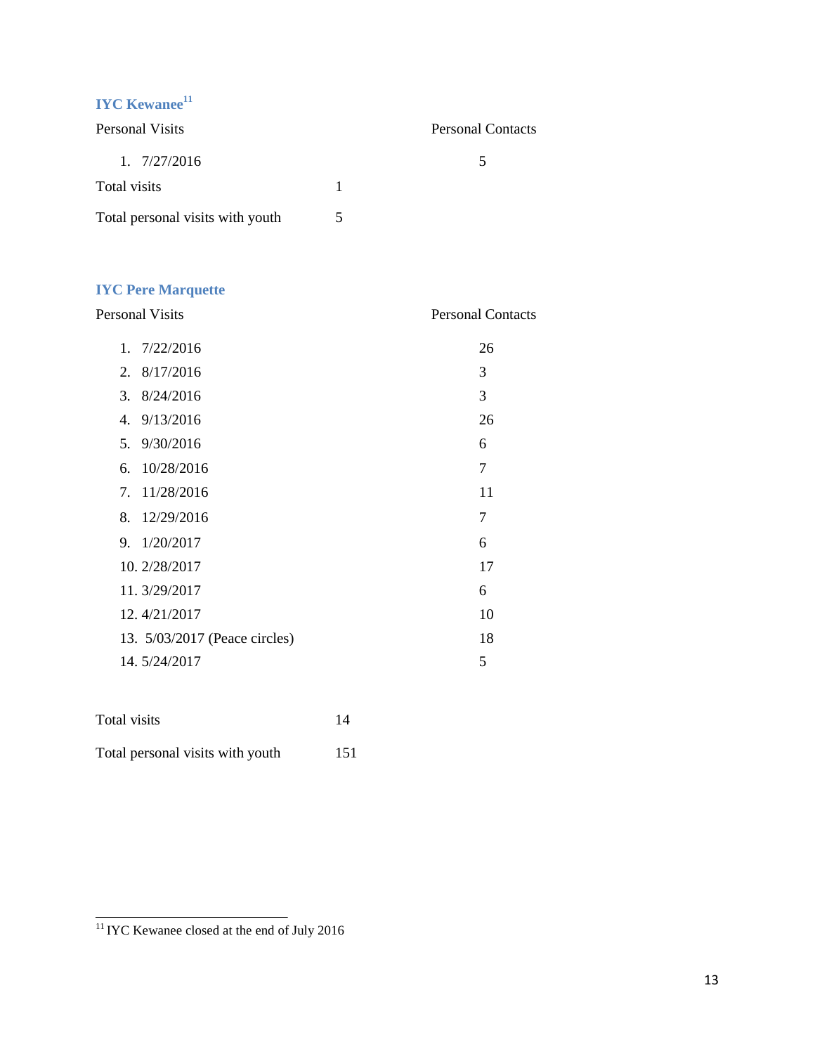### IYC Kewanee[11]

| Personal Visits | | Personal Contacts |
|---|---|---|
| 1. 7/27/2016 | | 5 |
| Total visits | 1 | |
| Total personal visits with youth | 5 | |

### IYC Pere Marquette

| Personal Visits | | Personal Contacts |
|---|---|---|
| 1. 7/22/2016 | | 26 |
| 2. 8/17/2016 | | 3 |
| 3. 8/24/2016 | | 3 |
| 4. 9/13/2016 | | 26 |
| 5. 9/30/2016 | | 6 |
| 6. 10/28/2016 | | 7 |
| 7. 11/28/2016 | | 11 |
| 8. 12/29/2016 | | 7 |
| 9. 1/20/2017 | | 6 |
| 10. 2/28/2017 | | 17 |
| 11. 3/29/2017 | | 6 |
| 12. 4/21/2017 | | 10 |
| 13. 5/03/2017 (Peace circles) | | 18 |
| 14. 5/24/2017 | | 5 |
| Total visits | 14 | |
| Total personal visits with youth | 151 | |

---

[11] IYC Kewanee closed at the end of July 2016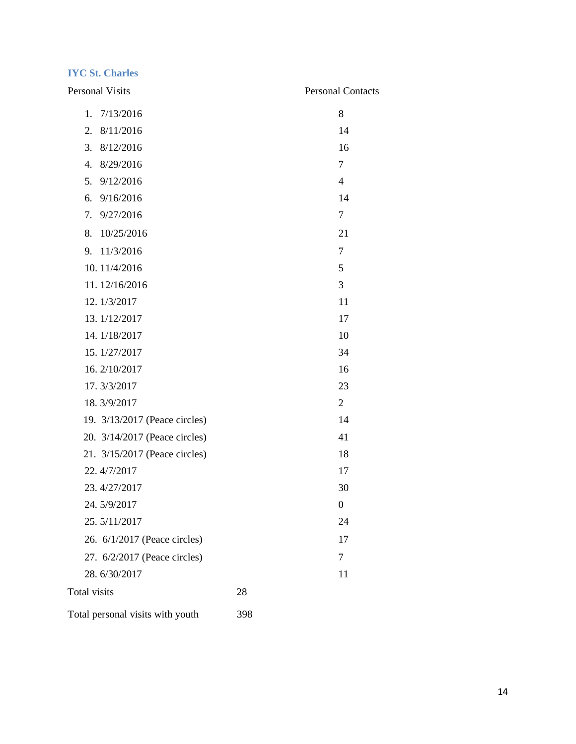### IYC St. Charles

| Personal Visits | Personal Contacts |
|---|---|
| 1. 7/13/2016 | 8 |
| 2. 8/11/2016 | 14 |
| 3. 8/12/2016 | 16 |
| 4. 8/29/2016 | 7 |
| 5. 9/12/2016 | 4 |
| 6. 9/16/2016 | 14 |
| 7. 9/27/2016 | 7 |
| 8. 10/25/2016 | 21 |
| 9. 11/3/2016 | 7 |
| 10. 11/4/2016 | 5 |
| 11. 12/16/2016 | 3 |
| 12. 1/3/2017 | 11 |
| 13. 1/12/2017 | 17 |
| 14. 1/18/2017 | 10 |
| 15. 1/27/2017 | 34 |
| 16. 2/10/2017 | 16 |
| 17. 3/3/2017 | 23 |
| 18. 3/9/2017 | 2 |
| 19. 3/13/2017 (Peace circles) | 14 |
| 20. 3/14/2017 (Peace circles) | 41 |
| 21. 3/15/2017 (Peace circles) | 18 |
| 22. 4/7/2017 | 17 |
| 23. 4/27/2017 | 30 |
| 24. 5/9/2017 | 0 |
| 25. 5/11/2017 | 24 |
| 26. 6/1/2017 (Peace circles) | 17 |
| 27. 6/2/2017 (Peace circles) | 7 |
| 28. 6/30/2017 | 11 |

Total visits 28

Total personal visits with youth 398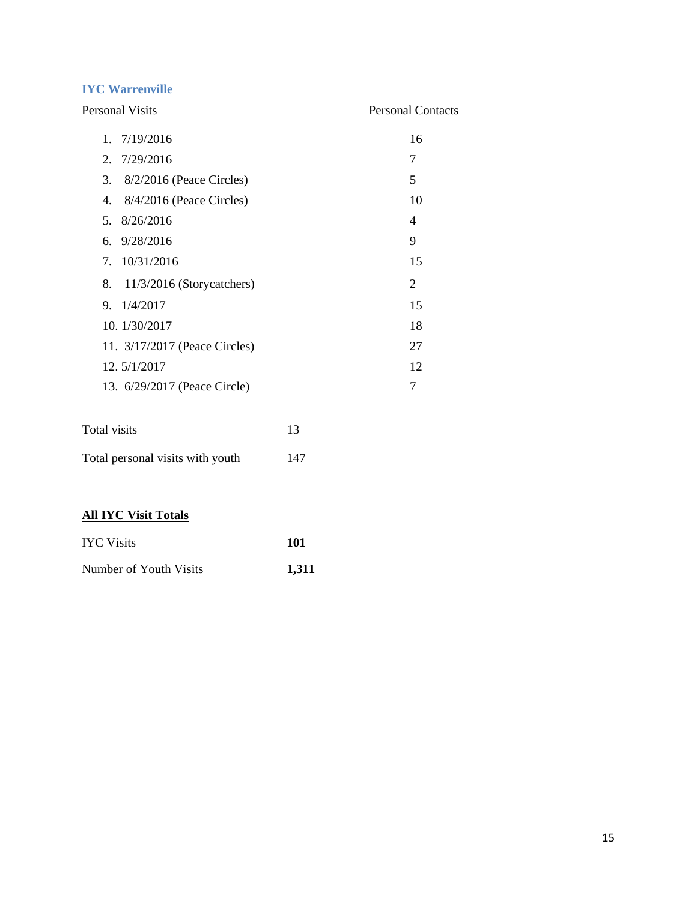### IYC Warrenville

| Personal Visits | Personal Contacts |
|---|---|
| 1. 7/19/2016 | 16 |
| 2. 7/29/2016 | 7 |
| 3. 8/2/2016 (Peace Circles) | 5 |
| 4. 8/4/2016 (Peace Circles) | 10 |
| 5. 8/26/2016 | 4 |
| 6. 9/28/2016 | 9 |
| 7. 10/31/2016 | 15 |
| 8. 11/3/2016 (Storycatchers) | 2 |
| 9. 1/4/2017 | 15 |
| 10. 1/30/2017 | 18 |
| 11. 3/17/2017 (Peace Circles) | 27 |
| 12. 5/1/2017 | 12 |
| 13. 6/29/2017 (Peace Circle) | 7 |

Total visits 13

Total personal visits with youth 147

**All IYC Visit Totals**

IYC Visits **101**

Number of Youth Visits **1,311**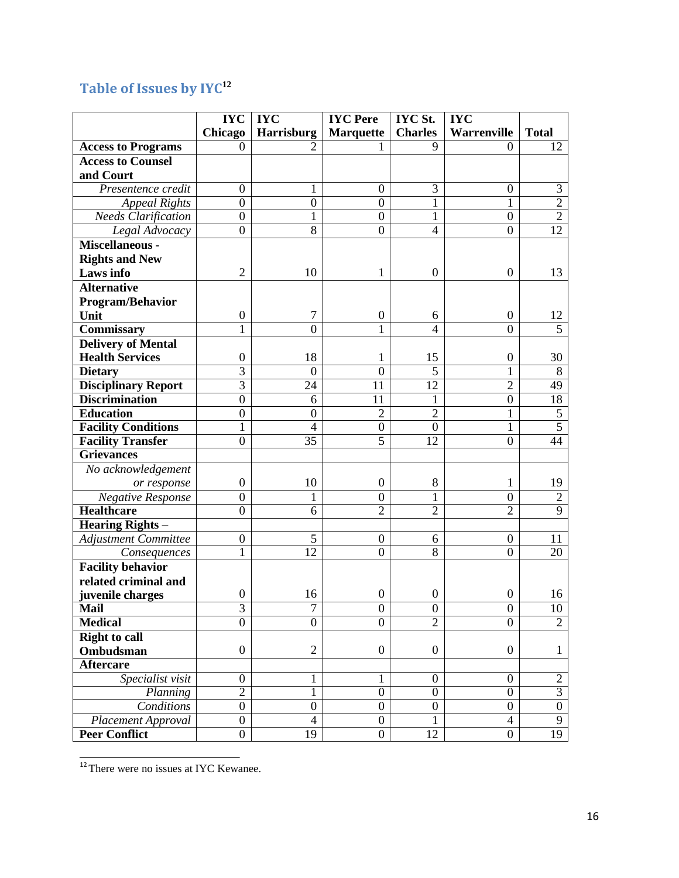## Table of Issues by IYC[12]

| | IYC Chicago | IYC Harrisburg | IYC Pere Marquette | IYC St. Charles | IYC Warrenville | Total |
|---|---|---|---|---|---|---|
| **Access to Programs** | 0 | 2 | 1 | 9 | 0 | 12 |
| **Access to Counsel and Court** | | | | | | |
| *Presentence credit* | 0 | 1 | 0 | 3 | 0 | 3 |
| *Appeal Rights* | 0 | 0 | 0 | 1 | 1 | 2 |
| *Needs Clarification* | 0 | 1 | 0 | 1 | 0 | 2 |
| *Legal Advocacy* | 0 | 8 | 0 | 4 | 0 | 12 |
| **Miscellaneous - Rights and New Laws info** | 2 | 10 | 1 | 0 | 0 | 13 |
| **Alternative Program/Behavior Unit** | 0 | 7 | 0 | 6 | 0 | 12 |
| **Commissary** | 1 | 0 | 1 | 4 | 0 | 5 |
| **Delivery of Mental Health Services** | 0 | 18 | 1 | 15 | 0 | 30 |
| **Dietary** | 3 | 0 | 0 | 5 | 1 | 8 |
| **Disciplinary Report** | 3 | 24 | 11 | 12 | 2 | 49 |
| **Discrimination** | 0 | 6 | 11 | 1 | 0 | 18 |
| **Education** | 0 | 0 | 2 | 2 | 1 | 5 |
| **Facility Conditions** | 1 | 4 | 0 | 0 | 1 | 5 |
| **Facility Transfer** | 0 | 35 | 5 | 12 | 0 | 44 |
| **Grievances** | | | | | | |
| *No acknowledgement or response* | 0 | 10 | 0 | 8 | 1 | 19 |
| *Negative Response* | 0 | 1 | 0 | 1 | 0 | 2 |
| **Healthcare** | 0 | 6 | 2 | 2 | 2 | 9 |
| **Hearing Rights –** | | | | | | |
| *Adjustment Committee* | 0 | 5 | 0 | 6 | 0 | 11 |
| *Consequences* | 1 | 12 | 0 | 8 | 0 | 20 |
| **Facility behavior related criminal and juvenile charges** | 0 | 16 | 0 | 0 | 0 | 16 |
| **Mail** | 3 | 7 | 0 | 0 | 0 | 10 |
| **Medical** | 0 | 0 | 0 | 2 | 0 | 2 |
| **Right to call Ombudsman** | 0 | 2 | 0 | 0 | 0 | 1 |
| **Aftercare** | | | | | | |
| *Specialist visit* | 0 | 1 | 1 | 0 | 0 | 2 |
| *Planning* | 2 | 1 | 0 | 0 | 0 | 3 |
| *Conditions* | 0 | 0 | 0 | 0 | 0 | 0 |
| *Placement Approval* | 0 | 4 | 0 | 1 | 4 | 9 |
| **Peer Conflict** | 0 | 19 | 0 | 12 | 0 | 19 |

[12] There were no issues at IYC Kewanee.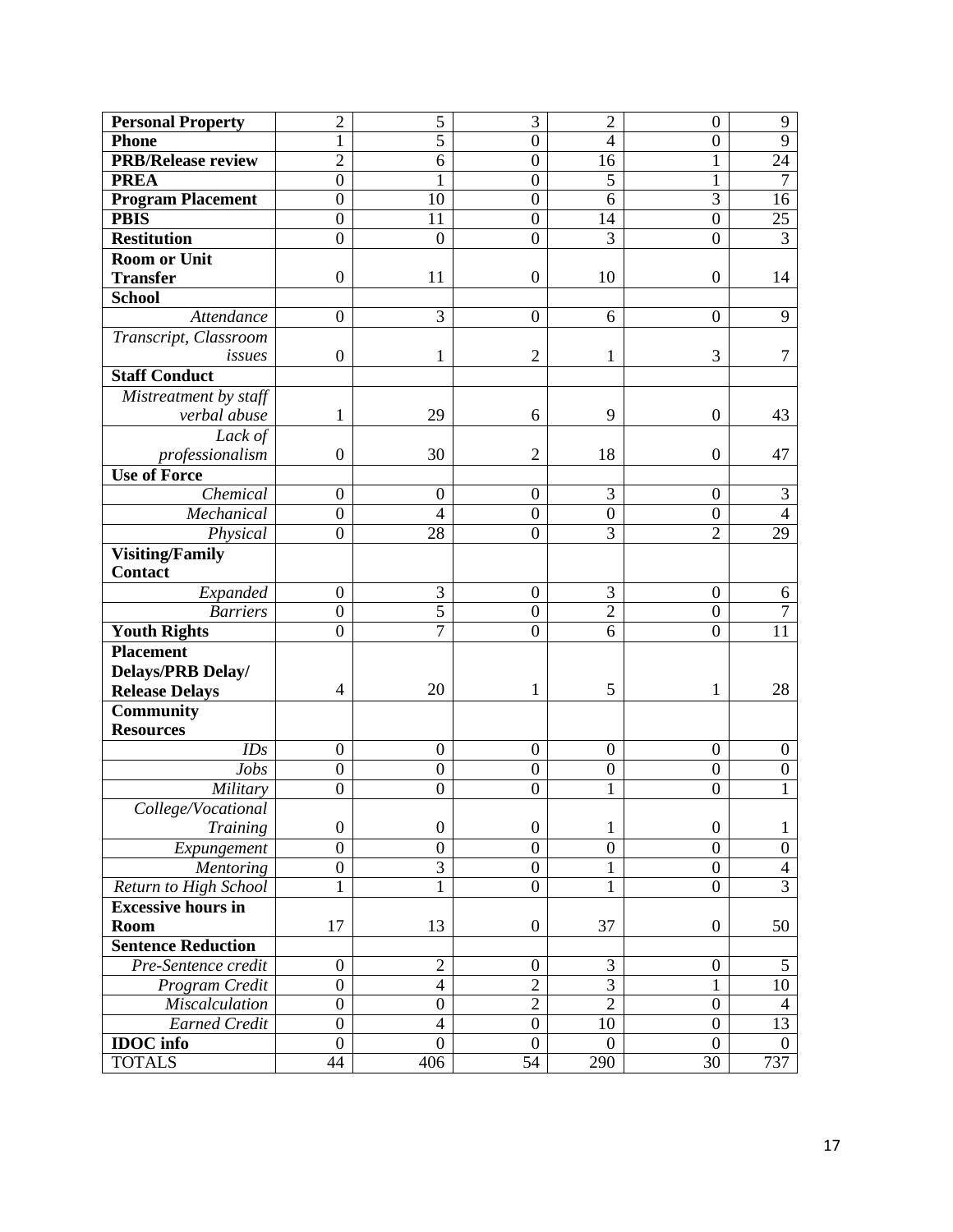| | | | | | | |
|---|---|---|---|---|---|---|
| **Personal Property** | 2 | 5 | 3 | 2 | 0 | 9 |
| **Phone** | 1 | 5 | 0 | 4 | 0 | 9 |
| **PRB/Release review** | 2 | 6 | 0 | 16 | 1 | 24 |
| **PREA** | 0 | 1 | 0 | 5 | 1 | 7 |
| **Program Placement** | 0 | 10 | 0 | 6 | 3 | 16 |
| **PBIS** | 0 | 11 | 0 | 14 | 0 | 25 |
| **Restitution** | 0 | 0 | 0 | 3 | 0 | 3 |
| **Room or Unit Transfer** | 0 | 11 | 0 | 10 | 0 | 14 |
| **School** | | | | | | |
| *Attendance* | 0 | 3 | 0 | 6 | 0 | 9 |
| *Transcript, Classroom issues* | 0 | 1 | 2 | 1 | 3 | 7 |
| **Staff Conduct** | | | | | | |
| *Mistreatment by staff verbal abuse* | 1 | 29 | 6 | 9 | 0 | 43 |
| *Lack of professionalism* | 0 | 30 | 2 | 18 | 0 | 47 |
| **Use of Force** | | | | | | |
| *Chemical* | 0 | 0 | 0 | 3 | 0 | 3 |
| *Mechanical* | 0 | 4 | 0 | 0 | 0 | 4 |
| *Physical* | 0 | 28 | 0 | 3 | 2 | 29 |
| **Visiting/Family Contact** | | | | | | |
| *Expanded* | 0 | 3 | 0 | 3 | 0 | 6 |
| *Barriers* | 0 | 5 | 0 | 2 | 0 | 7 |
| **Youth Rights** | 0 | 7 | 0 | 6 | 0 | 11 |
| **Placement Delays/PRB Delay/ Release Delays** | 4 | 20 | 1 | 5 | 1 | 28 |
| **Community Resources** | | | | | | |
| *IDs* | 0 | 0 | 0 | 0 | 0 | 0 |
| *Jobs* | 0 | 0 | 0 | 0 | 0 | 0 |
| *Military* | 0 | 0 | 0 | 1 | 0 | 1 |
| *College/Vocational Training* | 0 | 0 | 0 | 1 | 0 | 1 |
| *Expungement* | 0 | 0 | 0 | 0 | 0 | 0 |
| *Mentoring* | 0 | 3 | 0 | 1 | 0 | 4 |
| *Return to High School* | 1 | 1 | 0 | 1 | 0 | 3 |
| **Excessive hours in Room** | 17 | 13 | 0 | 37 | 0 | 50 |
| **Sentence Reduction** | | | | | | |
| *Pre-Sentence credit* | 0 | 2 | 0 | 3 | 0 | 5 |
| *Program Credit* | 0 | 4 | 2 | 3 | 1 | 10 |
| *Miscalculation* | 0 | 0 | 2 | 2 | 0 | 4 |
| *Earned Credit* | 0 | 4 | 0 | 10 | 0 | 13 |
| **IDOC info** | 0 | 0 | 0 | 0 | 0 | 0 |
| TOTALS | 44 | 406 | 54 | 290 | 30 | 737 |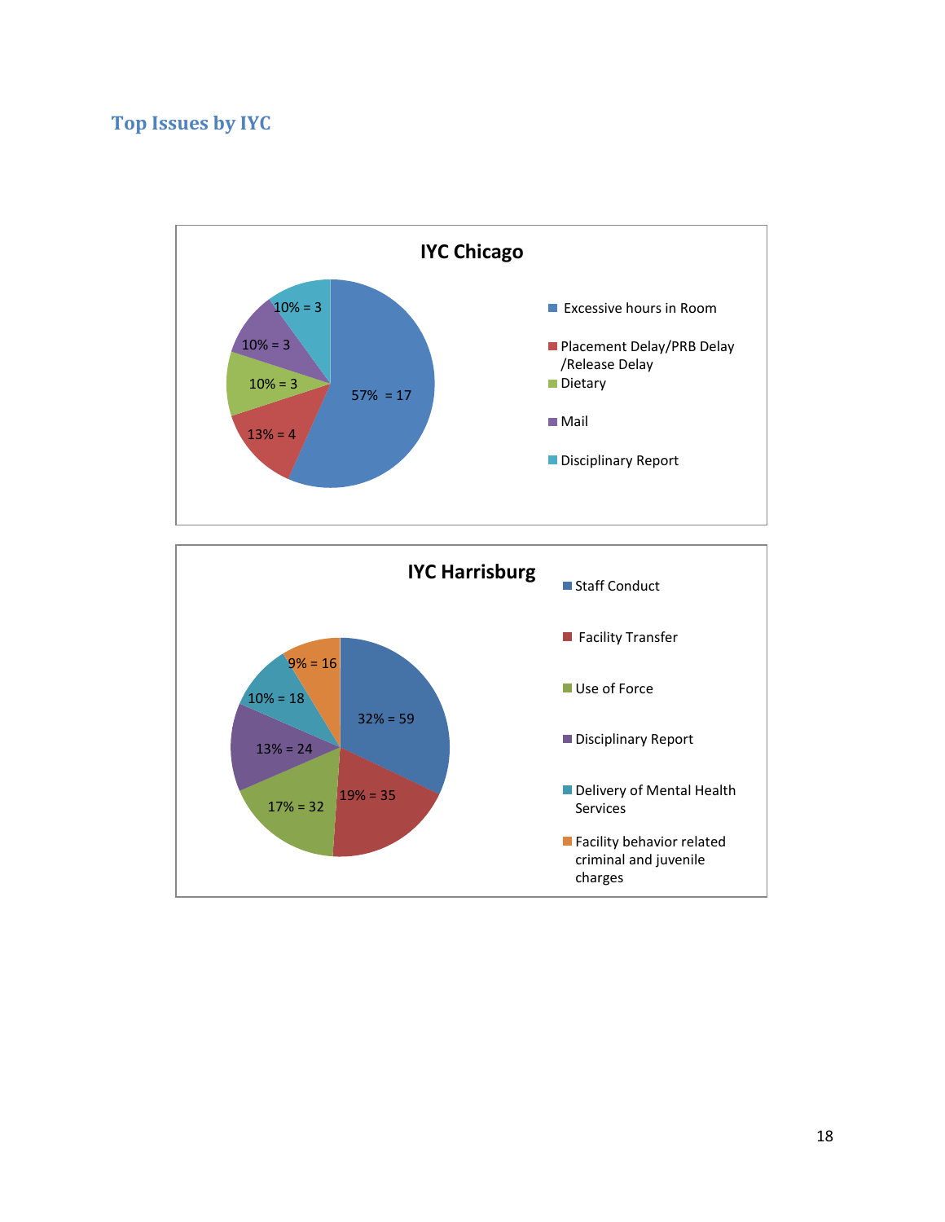## Top Issues by IYC

**IYC Chicago**

| Issue | Percentage | Count |
|---|---|---|
| Excessive hours in Room | 57% | 17 |
| Placement Delay/PRB Delay /Release Delay | 13% | 4 |
| Dietary | 10% | 3 |
| Mail | 10% | 3 |
| Disciplinary Report | 10% | 3 |

**IYC Harrisburg**

| Issue | Percentage | Count |
|---|---|---|
| Staff Conduct | 32% | 59 |
| Facility Transfer | 19% | 35 |
| Use of Force | 17% | 32 |
| Disciplinary Report | 13% | 24 |
| Delivery of Mental Health Services | 10% | 18 |
| Facility behavior related criminal and juvenile charges | 9% | 16 |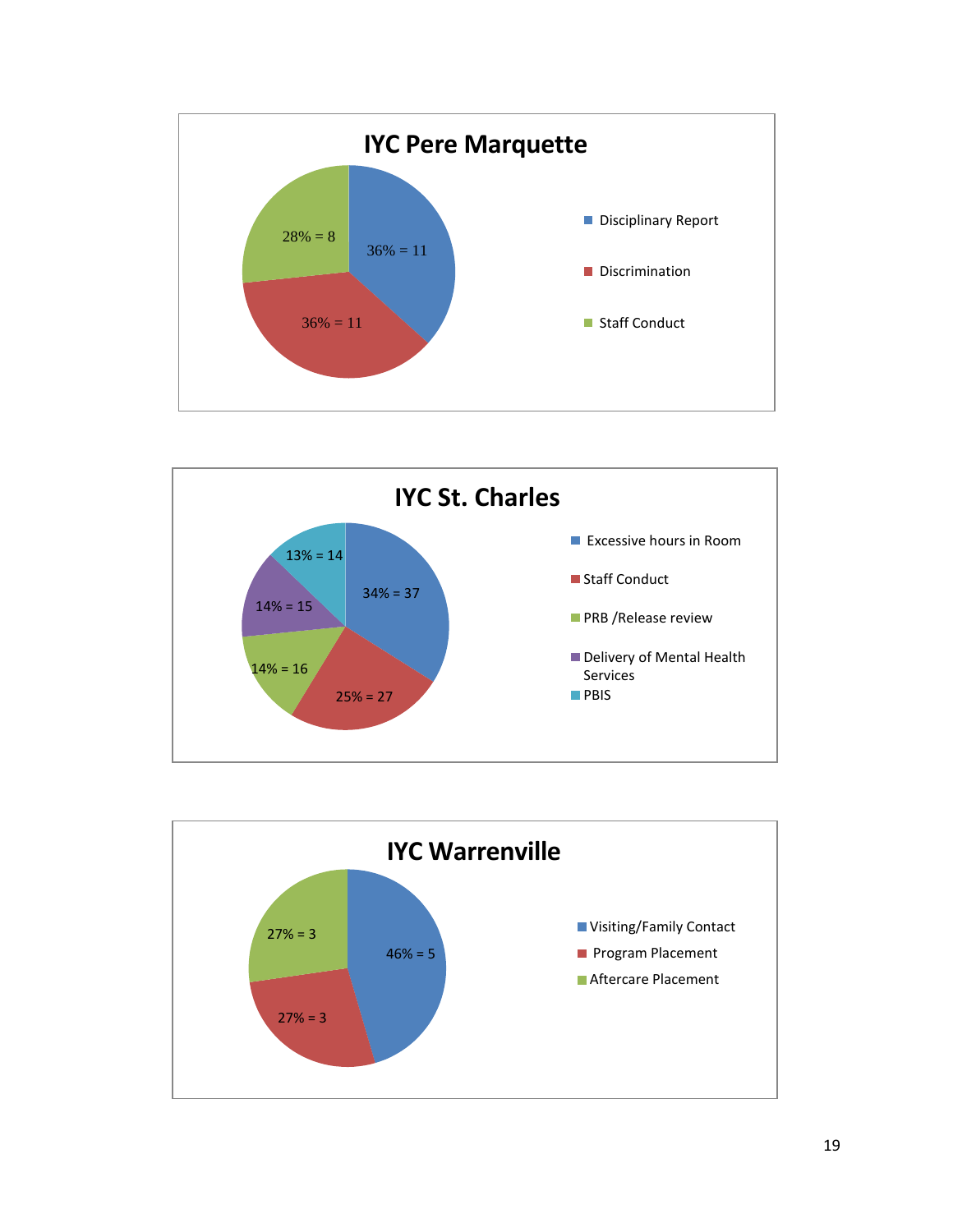## IYC Pere Marquette

| Category | Percentage | Count |
|---|---|---|
| Disciplinary Report | 36% | 11 |
| Discrimination | 36% | 11 |
| Staff Conduct | 28% | 8 |

## IYC St. Charles

| Category | Percentage | Count |
|---|---|---|
| Excessive hours in Room | 34% | 37 |
| Staff Conduct | 25% | 27 |
| PRB /Release review | 14% | 16 |
| Delivery of Mental Health Services | 14% | 15 |
| PBIS | 13% | 14 |

## IYC Warrenville

| Category | Percentage | Count |
|---|---|---|
| Visiting/Family Contact | 46% | 5 |
| Program Placement | 27% | 3 |
| Aftercare Placement | 27% | 3 |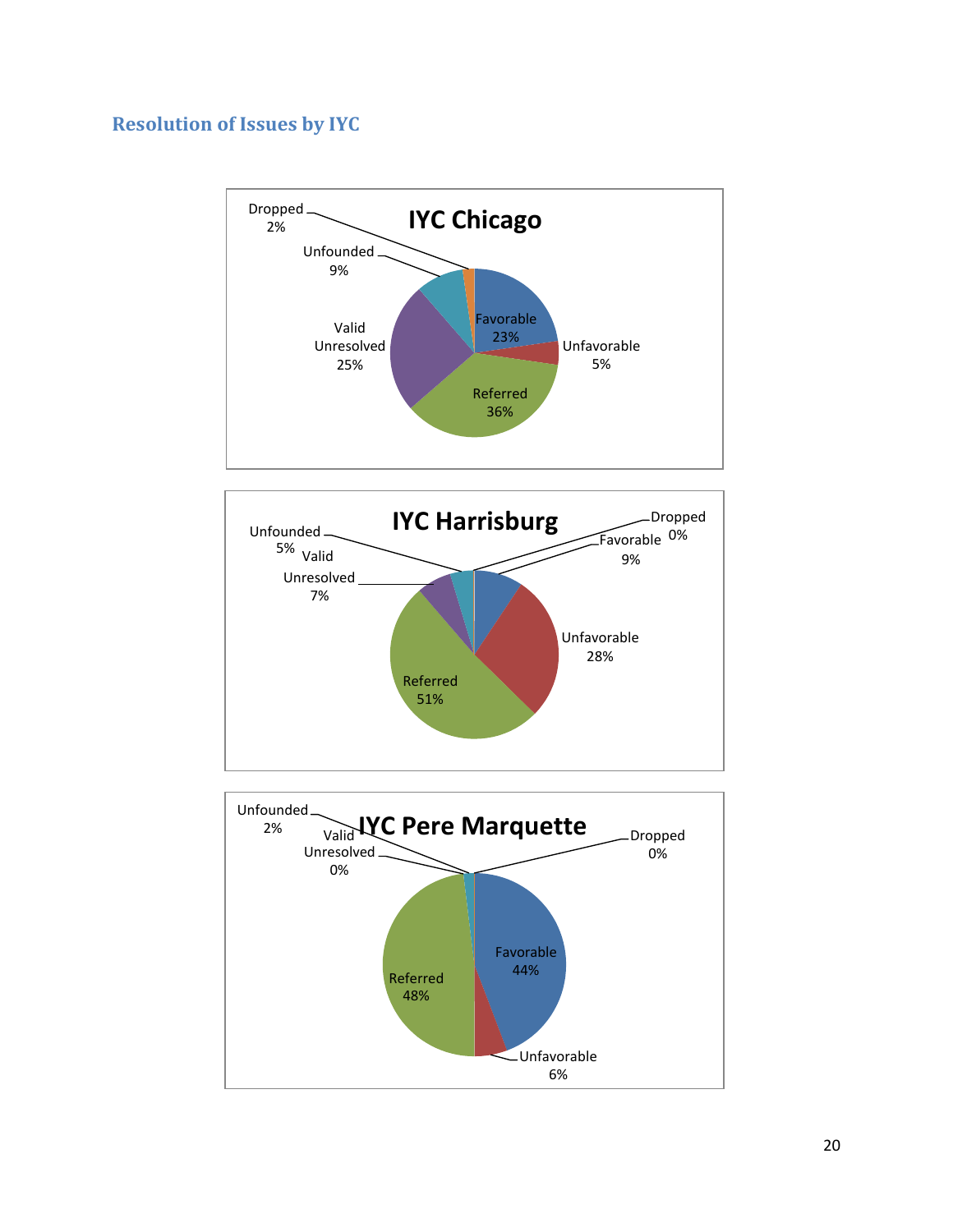## Resolution of Issues by IYC

**IYC Chicago**

| Resolution | Percent |
| --- | --- |
| Favorable | 23% |
| Unfavorable | 5% |
| Referred | 36% |
| Valid Unresolved | 25% |
| Unfounded | 9% |
| Dropped | 2% |

**IYC Harrisburg**

| Resolution | Percent |
| --- | --- |
| Favorable | 9% |
| Unfavorable | 28% |
| Referred | 51% |
| Valid Unresolved | 7% |
| Unfounded | 5% |
| Dropped | 0% |

**IYC Pere Marquette**

| Resolution | Percent |
| --- | --- |
| Favorable | 44% |
| Unfavorable | 6% |
| Referred | 48% |
| Valid Unresolved | 0% |
| Unfounded | 2% |
| Dropped | 0% |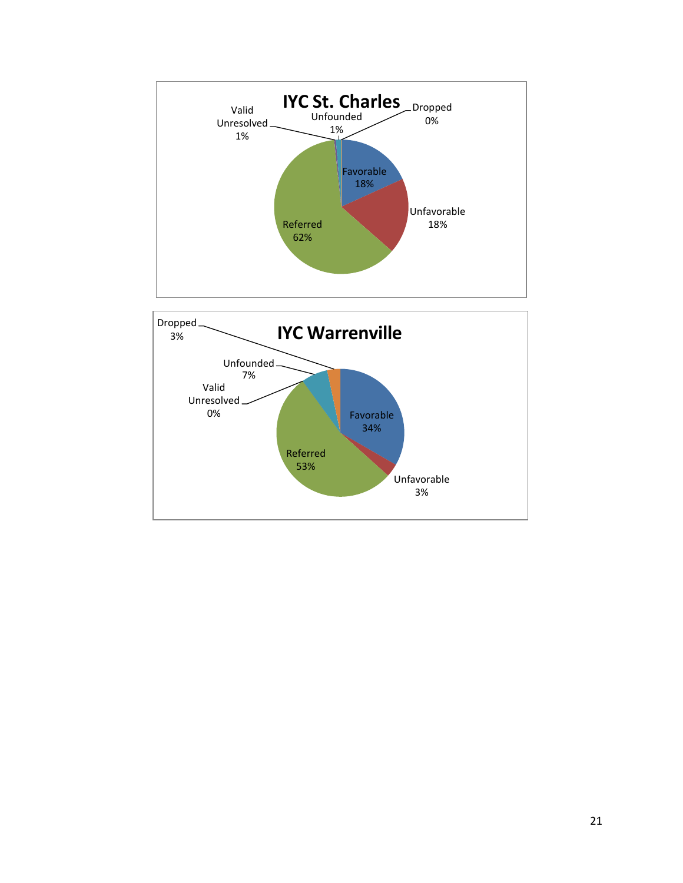**IYC St. Charles**

- Favorable 18%
- Unfavorable 18%
- Referred 62%
- Valid Unresolved 1%
- Unfounded 1%
- Dropped 0%

**IYC Warrenville**

- Favorable 34%
- Unfavorable 3%
- Referred 53%
- Valid Unresolved 0%
- Unfounded 7%
- Dropped 3%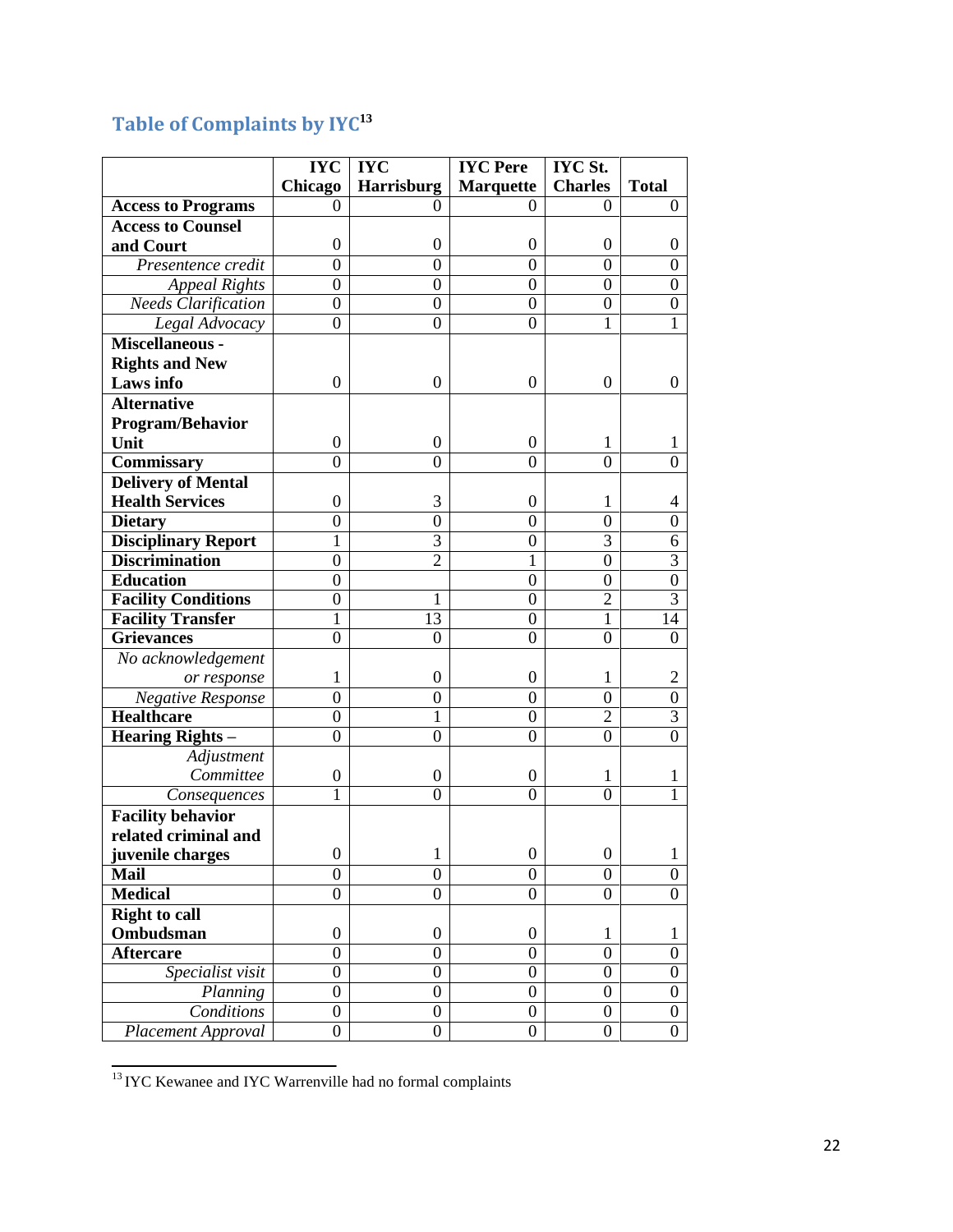## Table of Complaints by IYC[13]

| | IYC Chicago | IYC Harrisburg | IYC Pere Marquette | IYC St. Charles | Total |
|---|---|---|---|---|---|
| **Access to Programs** | 0 | 0 | 0 | 0 | 0 |
| **Access to Counsel and Court** | 0 | 0 | 0 | 0 | 0 |
| *Presentence credit* | 0 | 0 | 0 | 0 | 0 |
| *Appeal Rights* | 0 | 0 | 0 | 0 | 0 |
| *Needs Clarification* | 0 | 0 | 0 | 0 | 0 |
| *Legal Advocacy* | 0 | 0 | 0 | 1 | 1 |
| **Miscellaneous - Rights and New Laws info** | 0 | 0 | 0 | 0 | 0 |
| **Alternative Program/Behavior Unit** | 0 | 0 | 0 | 1 | 1 |
| **Commissary** | 0 | 0 | 0 | 0 | 0 |
| **Delivery of Mental Health Services** | 0 | 3 | 0 | 1 | 4 |
| **Dietary** | 0 | 0 | 0 | 0 | 0 |
| **Disciplinary Report** | 1 | 3 | 0 | 3 | 6 |
| **Discrimination** | 0 | 2 | 1 | 0 | 3 |
| **Education** | 0 | | 0 | 0 | 0 |
| **Facility Conditions** | 0 | 1 | 0 | 2 | 3 |
| **Facility Transfer** | 1 | 13 | 0 | 1 | 14 |
| **Grievances** | 0 | 0 | 0 | 0 | 0 |
| *No acknowledgement or response* | 1 | 0 | 0 | 1 | 2 |
| *Negative Response* | 0 | 0 | 0 | 0 | 0 |
| **Healthcare** | 0 | 1 | 0 | 2 | 3 |
| **Hearing Rights –** | 0 | 0 | 0 | 0 | 0 |
| *Adjustment Committee* | 0 | 0 | 0 | 1 | 1 |
| *Consequences* | 1 | 0 | 0 | 0 | 1 |
| **Facility behavior related criminal and juvenile charges** | 0 | 1 | 0 | 0 | 1 |
| **Mail** | 0 | 0 | 0 | 0 | 0 |
| **Medical** | 0 | 0 | 0 | 0 | 0 |
| **Right to call Ombudsman** | 0 | 0 | 0 | 1 | 1 |
| **Aftercare** | 0 | 0 | 0 | 0 | 0 |
| *Specialist visit* | 0 | 0 | 0 | 0 | 0 |
| *Planning* | 0 | 0 | 0 | 0 | 0 |
| *Conditions* | 0 | 0 | 0 | 0 | 0 |
| *Placement Approval* | 0 | 0 | 0 | 0 | 0 |

[13] IYC Kewanee and IYC Warrenville had no formal complaints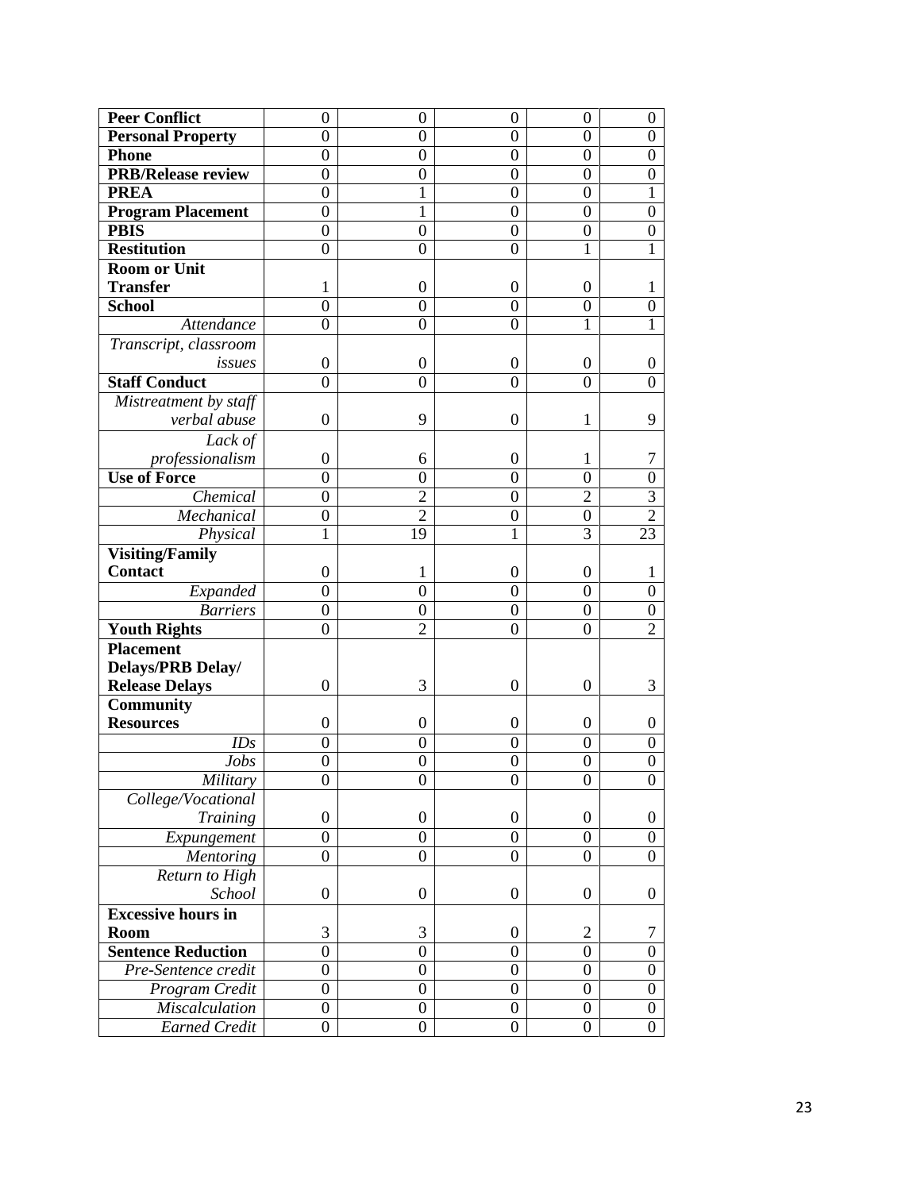| | | | | | |
|---|---|---|---|---|---|
| **Peer Conflict** | 0 | 0 | 0 | 0 | 0 |
| **Personal Property** | 0 | 0 | 0 | 0 | 0 |
| **Phone** | 0 | 0 | 0 | 0 | 0 |
| **PRB/Release review** | 0 | 0 | 0 | 0 | 0 |
| **PREA** | 0 | 1 | 0 | 0 | 1 |
| **Program Placement** | 0 | 1 | 0 | 0 | 0 |
| **PBIS** | 0 | 0 | 0 | 0 | 0 |
| **Restitution** | 0 | 0 | 0 | 1 | 1 |
| **Room or Unit Transfer** | 1 | 0 | 0 | 0 | 1 |
| **School** | 0 | 0 | 0 | 0 | 0 |
| *Attendance* | 0 | 0 | 0 | 1 | 1 |
| *Transcript, classroom issues* | 0 | 0 | 0 | 0 | 0 |
| **Staff Conduct** | 0 | 0 | 0 | 0 | 0 |
| *Mistreatment by staff verbal abuse* | 0 | 9 | 0 | 1 | 9 |
| *Lack of professionalism* | 0 | 6 | 0 | 1 | 7 |
| **Use of Force** | 0 | 0 | 0 | 0 | 0 |
| *Chemical* | 0 | 2 | 0 | 2 | 3 |
| *Mechanical* | 0 | 2 | 0 | 0 | 2 |
| *Physical* | 1 | 19 | 1 | 3 | 23 |
| **Visiting/Family Contact** | 0 | 1 | 0 | 0 | 1 |
| *Expanded* | 0 | 0 | 0 | 0 | 0 |
| *Barriers* | 0 | 0 | 0 | 0 | 0 |
| **Youth Rights** | 0 | 2 | 0 | 0 | 2 |
| **Placement Delays/PRB Delay/ Release Delays** | 0 | 3 | 0 | 0 | 3 |
| **Community Resources** | 0 | 0 | 0 | 0 | 0 |
| *IDs* | 0 | 0 | 0 | 0 | 0 |
| *Jobs* | 0 | 0 | 0 | 0 | 0 |
| *Military* | 0 | 0 | 0 | 0 | 0 |
| *College/Vocational Training* | 0 | 0 | 0 | 0 | 0 |
| *Expungement* | 0 | 0 | 0 | 0 | 0 |
| *Mentoring* | 0 | 0 | 0 | 0 | 0 |
| *Return to High School* | 0 | 0 | 0 | 0 | 0 |
| **Excessive hours in Room** | 3 | 3 | 0 | 2 | 7 |
| **Sentence Reduction** | 0 | 0 | 0 | 0 | 0 |
| *Pre-Sentence credit* | 0 | 0 | 0 | 0 | 0 |
| *Program Credit* | 0 | 0 | 0 | 0 | 0 |
| *Miscalculation* | 0 | 0 | 0 | 0 | 0 |
| *Earned Credit* | 0 | 0 | 0 | 0 | 0 |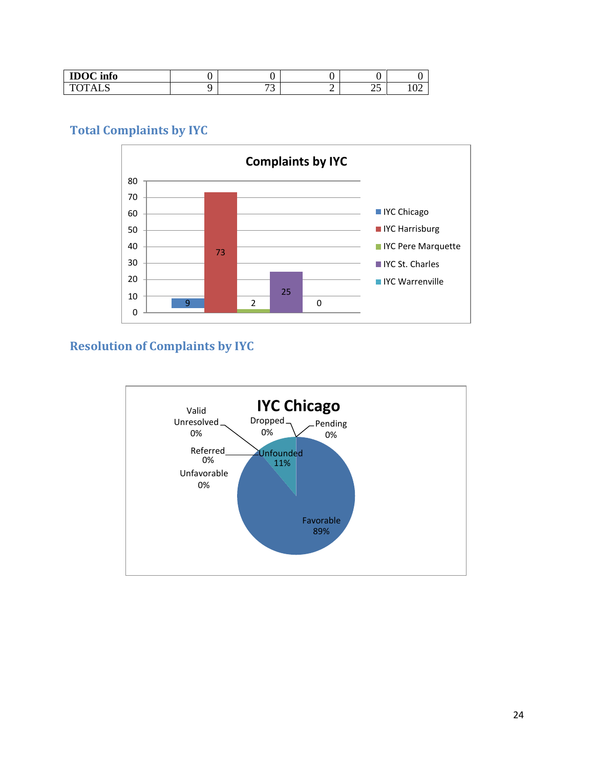| IDOC info | 0 | 0 | 0 | 0 | 0 |
|---|---|---|---|---|---|
| TOTALS | 9 | 73 | 2 | 25 | 102 |

## Total Complaints by IYC

**Complaints by IYC**

| IYC | Complaints |
|---|---|
| IYC Chicago | 9 |
| IYC Harrisburg | 73 |
| IYC Pere Marquette | 2 |
| IYC St. Charles | 25 |
| IYC Warrenville | 0 |

## Resolution of Complaints by IYC

**IYC Chicago**

| Resolution | Percent |
|---|---|
| Valid Unresolved | 0% |
| Dropped | 0% |
| Pending | 0% |
| Referred | 0% |
| Unfounded | 11% |
| Unfavorable | 0% |
| Favorable | 89% |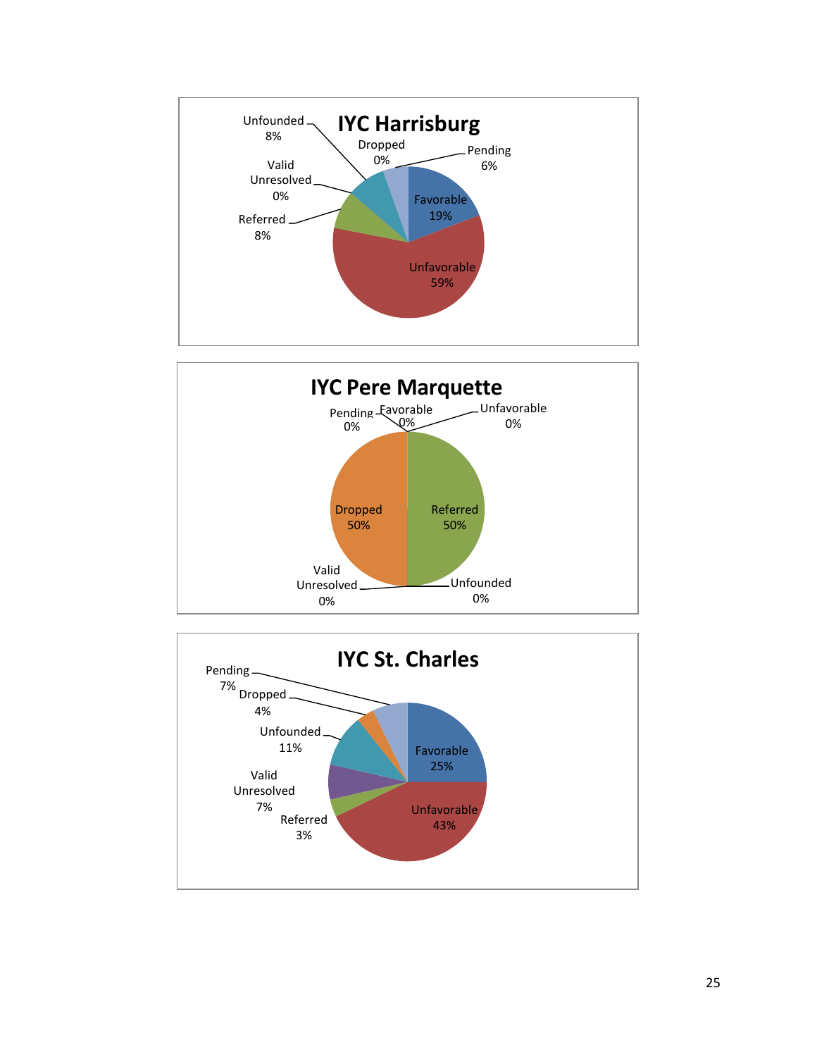## IYC Harrisburg

| Category | Percentage |
| --- | --- |
| Favorable | 19% |
| Unfavorable | 59% |
| Referred | 8% |
| Valid Unresolved | 0% |
| Unfounded | 8% |
| Dropped | 0% |
| Pending | 6% |

## IYC Pere Marquette

| Category | Percentage |
| --- | --- |
| Favorable | 0% |
| Unfavorable | 0% |
| Referred | 50% |
| Valid Unresolved | 0% |
| Unfounded | 0% |
| Dropped | 50% |
| Pending | 0% |

## IYC St. Charles

| Category | Percentage |
| --- | --- |
| Favorable | 25% |
| Unfavorable | 43% |
| Referred | 3% |
| Valid Unresolved | 7% |
| Unfounded | 11% |
| Dropped | 4% |
| Pending | 7% |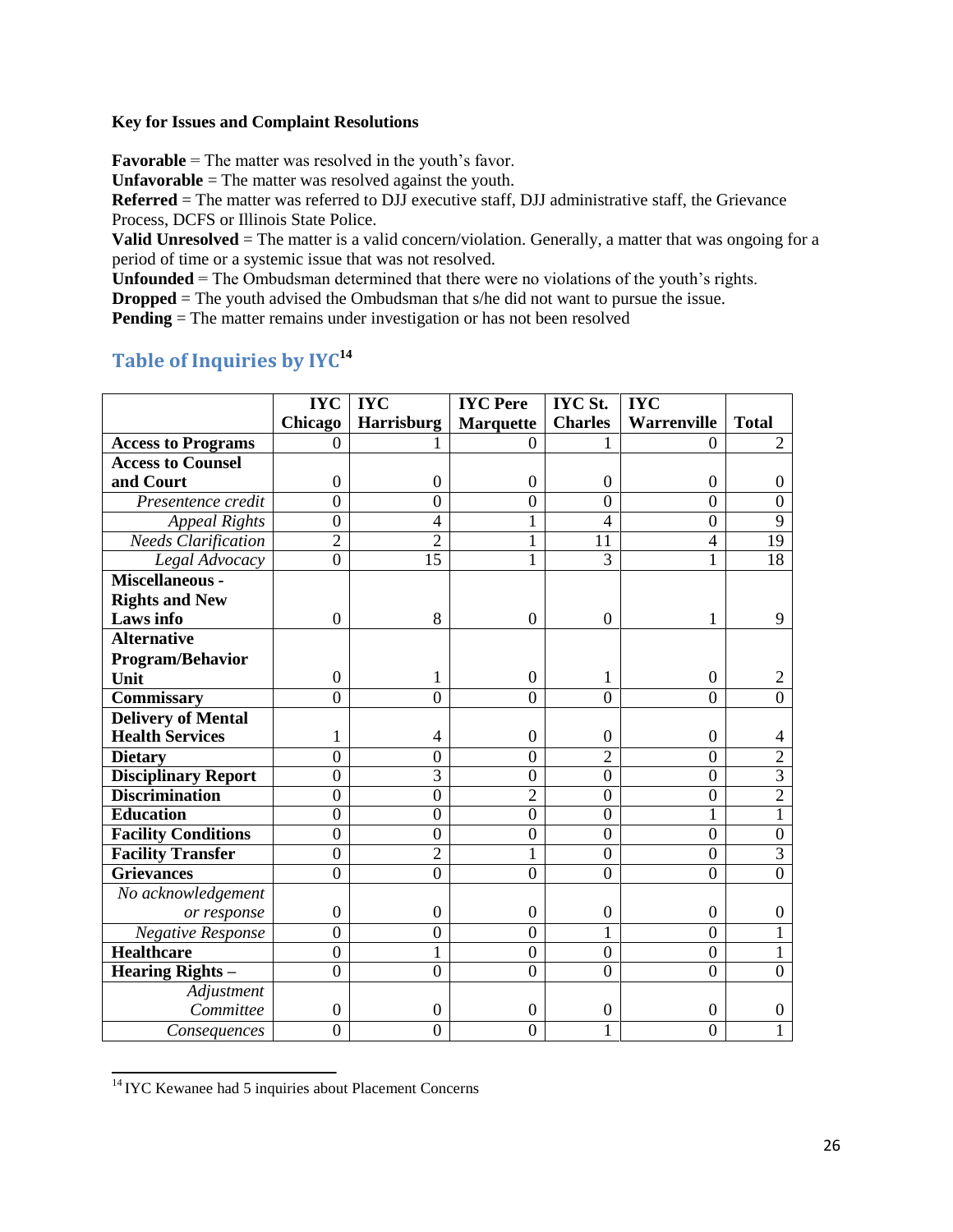**Key for Issues and Complaint Resolutions**

**Favorable** = The matter was resolved in the youth's favor.
**Unfavorable** = The matter was resolved against the youth.
**Referred** = The matter was referred to DJJ executive staff, DJJ administrative staff, the Grievance Process, DCFS or Illinois State Police.
**Valid Unresolved** = The matter is a valid concern/violation. Generally, a matter that was ongoing for a period of time or a systemic issue that was not resolved.
**Unfounded** = The Ombudsman determined that there were no violations of the youth's rights.
**Dropped** = The youth advised the Ombudsman that s/he did not want to pursue the issue.
**Pending** = The matter remains under investigation or has not been resolved

## Table of Inquiries by IYC[14]

| | IYC Chicago | IYC Harrisburg | IYC Pere Marquette | IYC St. Charles | IYC Warrenville | Total |
|---|---|---|---|---|---|---|
| **Access to Programs** | 0 | 1 | 0 | 1 | 0 | 2 |
| **Access to Counsel and Court** | 0 | 0 | 0 | 0 | 0 | 0 |
| *Presentence credit* | 0 | 0 | 0 | 0 | 0 | 0 |
| *Appeal Rights* | 0 | 4 | 1 | 4 | 0 | 9 |
| *Needs Clarification* | 2 | 2 | 1 | 11 | 4 | 19 |
| *Legal Advocacy* | 0 | 15 | 1 | 3 | 1 | 18 |
| **Miscellaneous - Rights and New Laws info** | 0 | 8 | 0 | 0 | 1 | 9 |
| **Alternative Program/Behavior Unit** | 0 | 1 | 0 | 1 | 0 | 2 |
| **Commissary** | 0 | 0 | 0 | 0 | 0 | 0 |
| **Delivery of Mental Health Services** | 1 | 4 | 0 | 0 | 0 | 4 |
| **Dietary** | 0 | 0 | 0 | 2 | 0 | 2 |
| **Disciplinary Report** | 0 | 3 | 0 | 0 | 0 | 3 |
| **Discrimination** | 0 | 0 | 2 | 0 | 0 | 2 |
| **Education** | 0 | 0 | 0 | 0 | 1 | 1 |
| **Facility Conditions** | 0 | 0 | 0 | 0 | 0 | 0 |
| **Facility Transfer** | 0 | 2 | 1 | 0 | 0 | 3 |
| **Grievances** | 0 | 0 | 0 | 0 | 0 | 0 |
| *No acknowledgement or response* | 0 | 0 | 0 | 0 | 0 | 0 |
| *Negative Response* | 0 | 0 | 0 | 1 | 0 | 1 |
| **Healthcare** | 0 | 1 | 0 | 0 | 0 | 1 |
| **Hearing Rights –** | 0 | 0 | 0 | 0 | 0 | 0 |
| *Adjustment Committee* | 0 | 0 | 0 | 0 | 0 | 0 |
| *Consequences* | 0 | 0 | 0 | 1 | 0 | 1 |

[14] IYC Kewanee had 5 inquiries about Placement Concerns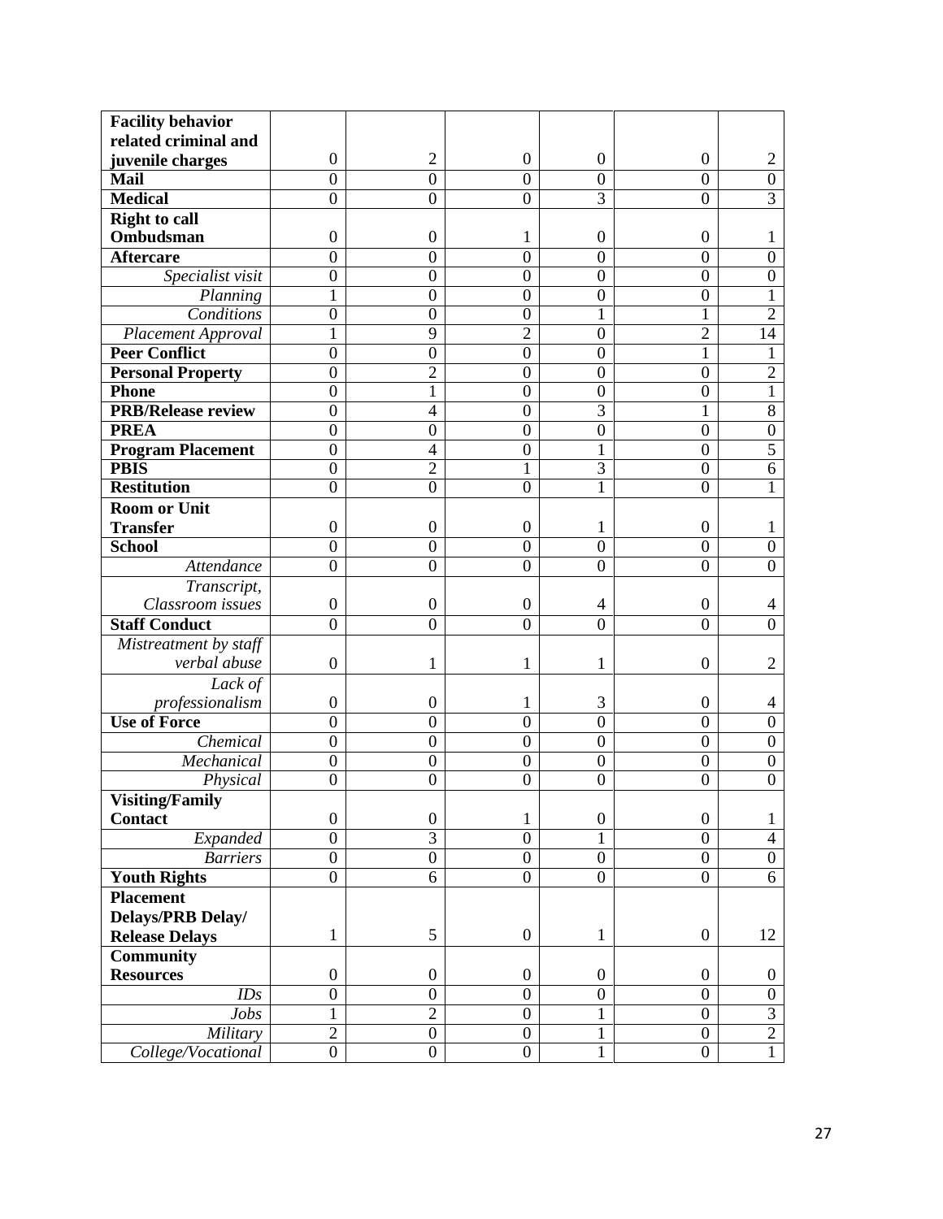| | | | | | | |
|---|---|---|---|---|---|---|
| **Facility behavior related criminal and juvenile charges** | 0 | 2 | 0 | 0 | 0 | 2 |
| **Mail** | 0 | 0 | 0 | 0 | 0 | 0 |
| **Medical** | 0 | 0 | 0 | 3 | 0 | 3 |
| **Right to call Ombudsman** | 0 | 0 | 1 | 0 | 0 | 1 |
| **Aftercare** | 0 | 0 | 0 | 0 | 0 | 0 |
| *Specialist visit* | 0 | 0 | 0 | 0 | 0 | 0 |
| *Planning* | 1 | 0 | 0 | 0 | 0 | 1 |
| *Conditions* | 0 | 0 | 0 | 1 | 1 | 2 |
| *Placement Approval* | 1 | 9 | 2 | 0 | 2 | 14 |
| **Peer Conflict** | 0 | 0 | 0 | 0 | 1 | 1 |
| **Personal Property** | 0 | 2 | 0 | 0 | 0 | 2 |
| **Phone** | 0 | 1 | 0 | 0 | 0 | 1 |
| **PRB/Release review** | 0 | 4 | 0 | 3 | 1 | 8 |
| **PREA** | 0 | 0 | 0 | 0 | 0 | 0 |
| **Program Placement** | 0 | 4 | 0 | 1 | 0 | 5 |
| **PBIS** | 0 | 2 | 1 | 3 | 0 | 6 |
| **Restitution** | 0 | 0 | 0 | 1 | 0 | 1 |
| **Room or Unit Transfer** | 0 | 0 | 0 | 1 | 0 | 1 |
| **School** | 0 | 0 | 0 | 0 | 0 | 0 |
| *Attendance* | 0 | 0 | 0 | 0 | 0 | 0 |
| *Transcript, Classroom issues* | 0 | 0 | 0 | 4 | 0 | 4 |
| **Staff Conduct** | 0 | 0 | 0 | 0 | 0 | 0 |
| *Mistreatment by staff verbal abuse* | 0 | 1 | 1 | 1 | 0 | 2 |
| *Lack of professionalism* | 0 | 0 | 1 | 3 | 0 | 4 |
| **Use of Force** | 0 | 0 | 0 | 0 | 0 | 0 |
| *Chemical* | 0 | 0 | 0 | 0 | 0 | 0 |
| *Mechanical* | 0 | 0 | 0 | 0 | 0 | 0 |
| *Physical* | 0 | 0 | 0 | 0 | 0 | 0 |
| **Visiting/Family Contact** | 0 | 0 | 1 | 0 | 0 | 1 |
| *Expanded* | 0 | 3 | 0 | 1 | 0 | 4 |
| *Barriers* | 0 | 0 | 0 | 0 | 0 | 0 |
| **Youth Rights** | 0 | 6 | 0 | 0 | 0 | 6 |
| **Placement Delays/PRB Delay/ Release Delays** | 1 | 5 | 0 | 1 | 0 | 12 |
| **Community Resources** | 0 | 0 | 0 | 0 | 0 | 0 |
| *IDs* | 0 | 0 | 0 | 0 | 0 | 0 |
| *Jobs* | 1 | 2 | 0 | 1 | 0 | 3 |
| *Military* | 2 | 0 | 0 | 1 | 0 | 2 |
| *College/Vocational* | 0 | 0 | 0 | 1 | 0 | 1 |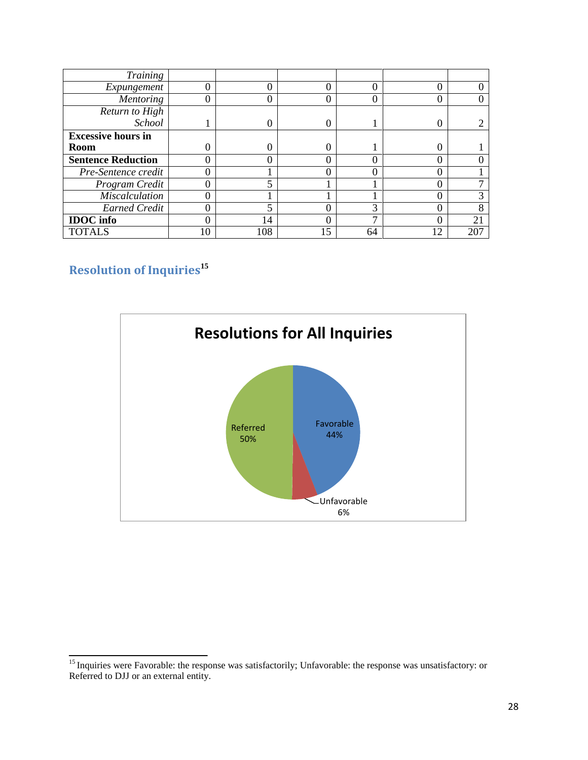| | | | | | | |
|---|---|---|---|---|---|---|
| *Training* | | | | | | |
| *Expungement* | 0 | 0 | 0 | 0 | 0 | 0 |
| *Mentoring* | 0 | 0 | 0 | 0 | 0 | 0 |
| *Return to High School* | 1 | 0 | 0 | 1 | 0 | 2 |
| **Excessive hours in Room** | 0 | 0 | 0 | 1 | 0 | 1 |
| **Sentence Reduction** | 0 | 0 | 0 | 0 | 0 | 0 |
| *Pre-Sentence credit* | 0 | 1 | 0 | 0 | 0 | 1 |
| *Program Credit* | 0 | 5 | 1 | 1 | 0 | 7 |
| *Miscalculation* | 0 | 1 | 1 | 1 | 0 | 3 |
| *Earned Credit* | 0 | 5 | 0 | 3 | 0 | 8 |
| **IDOC info** | 0 | 14 | 0 | 7 | 0 | 21 |
| TOTALS | 10 | 108 | 15 | 64 | 12 | 207 |

## Resolution of Inquiries[15]

Resolutions for All Inquiries

Favorable
44%

Unfavorable
6%

Referred
50%

[15] Inquiries were Favorable: the response was satisfactorily; Unfavorable: the response was unsatisfactory: or Referred to DJJ or an external entity.